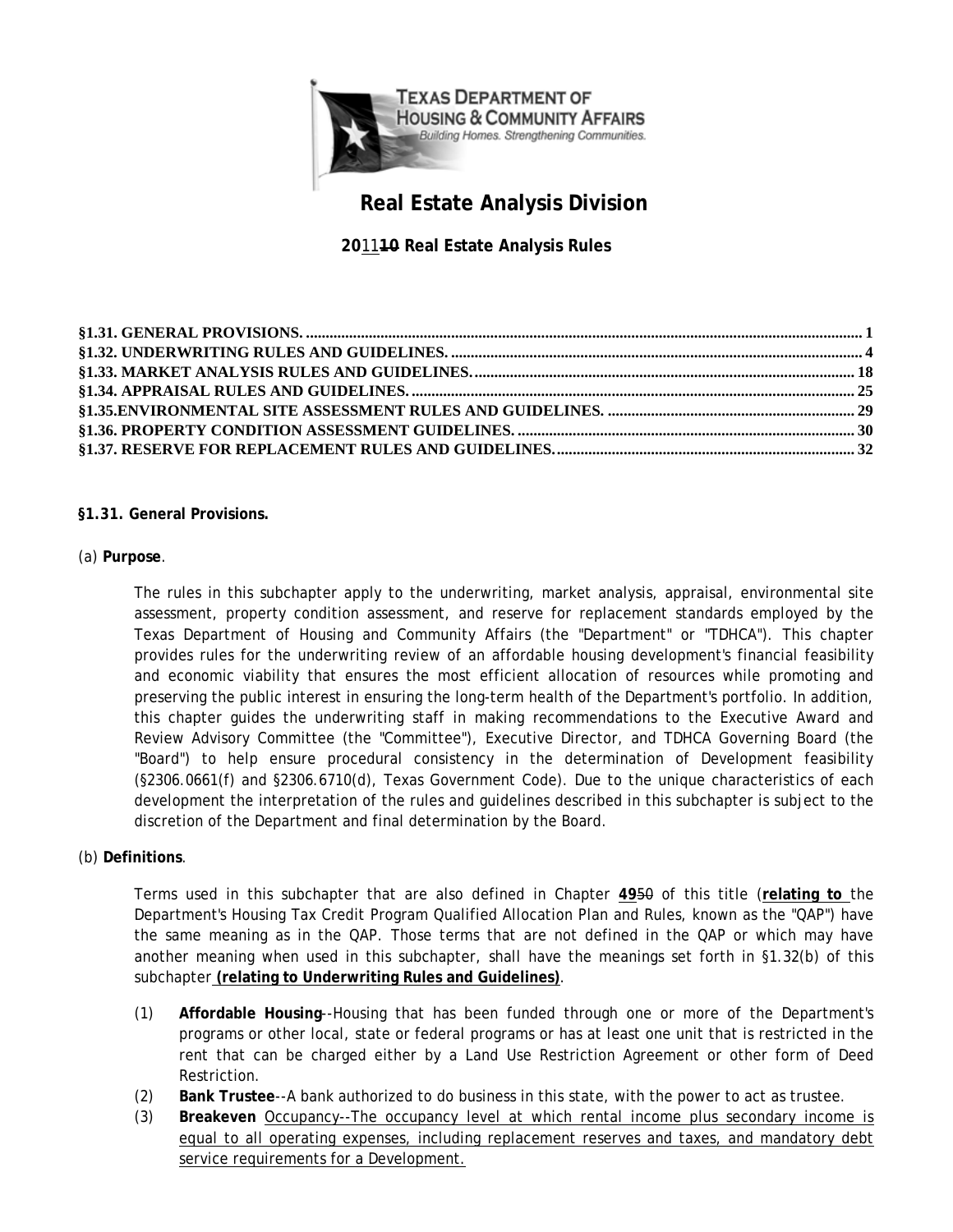TEXAS DEPARTMENT OF HOUSING & COMMUNITY AFFAIRS
*Building Homes. Strengthening Communities.*

# Real Estate Analysis Division

## 2011~~10~~ Real Estate Analysis Rules

- §1.31. GENERAL PROVISIONS. .......... 1
- §1.32. UNDERWRITING RULES AND GUIDELINES. .......... 4
- §1.33. MARKET ANALYSIS RULES AND GUIDELINES. .......... 18
- §1.34. APPRAISAL RULES AND GUIDELINES. .......... 25
- §1.35. ENVIRONMENTAL SITE ASSESSMENT RULES AND GUIDELINES. .......... 29
- §1.36. PROPERTY CONDITION ASSESSMENT GUIDELINES. .......... 30
- §1.37. RESERVE FOR REPLACEMENT RULES AND GUIDELINES. .......... 32

### §1.31. General Provisions.

(a) **Purpose**.

The rules in this subchapter apply to the underwriting, market analysis, appraisal, environmental site assessment, property condition assessment, and reserve for replacement standards employed by the Texas Department of Housing and Community Affairs (the "Department" or "TDHCA"). This chapter provides rules for the underwriting review of an affordable housing development's financial feasibility and economic viability that ensures the most efficient allocation of resources while promoting and preserving the public interest in ensuring the long-term health of the Department's portfolio. In addition, this chapter guides the underwriting staff in making recommendations to the Executive Award and Review Advisory Committee (the "Committee"), Executive Director, and TDHCA Governing Board (the "Board") to help ensure procedural consistency in the determination of Development feasibility (§2306.0661(f) and §2306.6710(d), Texas Government Code). Due to the unique characteristics of each development the interpretation of the rules and guidelines described in this subchapter is subject to the discretion of the Department and final determination by the Board.

(b) **Definitions**.

Terms used in this subchapter that are also defined in Chapter **49**~~50~~ of this title (**relating to** the Department's Housing Tax Credit Program Qualified Allocation Plan and Rules, known as the "QAP") have the same meaning as in the QAP. Those terms that are not defined in the QAP or which may have another meaning when used in this subchapter, shall have the meanings set forth in §1.32(b) of this subchapter **(relating to Underwriting Rules and Guidelines)**.

(1) **Affordable Housing**--Housing that has been funded through one or more of the Department's programs or other local, state or federal programs or has at least one unit that is restricted in the rent that can be charged either by a Land Use Restriction Agreement or other form of Deed Restriction.

(2) **Bank Trustee**--A bank authorized to do business in this state, with the power to act as trustee.

(3) **Breakeven** Occupancy--The occupancy level at which rental income plus secondary income is equal to all operating expenses, including replacement reserves and taxes, and mandatory debt service requirements for a Development.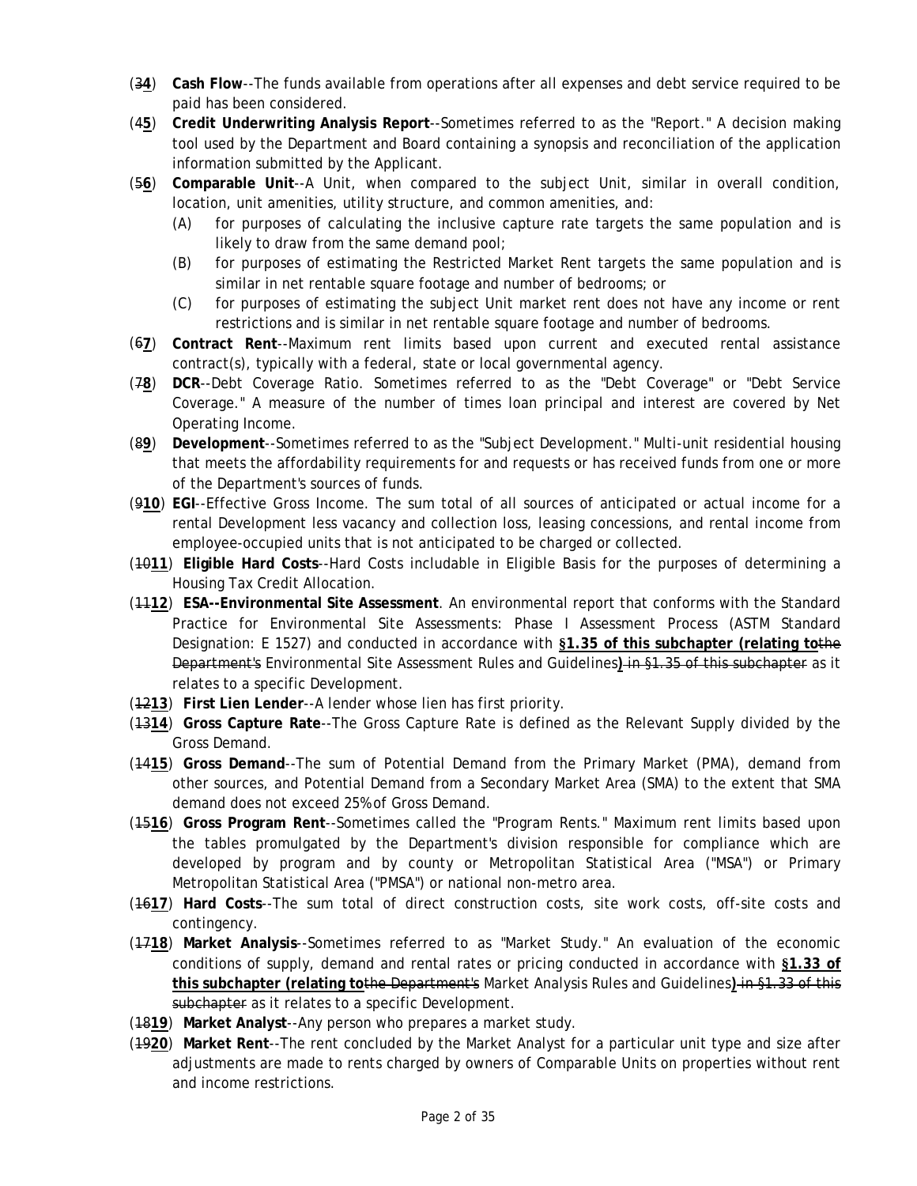(~~3~~**4**) **Cash Flow**--The funds available from operations after all expenses and debt service required to be paid has been considered.

(~~4~~**5**) **Credit Underwriting Analysis Report**--Sometimes referred to as the "Report." A decision making tool used by the Department and Board containing a synopsis and reconciliation of the application information submitted by the Applicant.

(~~5~~**6**) **Comparable Unit**--A Unit, when compared to the subject Unit, similar in overall condition, location, unit amenities, utility structure, and common amenities, and:

- (A) for purposes of calculating the inclusive capture rate targets the same population and is likely to draw from the same demand pool;
- (B) for purposes of estimating the Restricted Market Rent targets the same population and is similar in net rentable square footage and number of bedrooms; or
- (C) for purposes of estimating the subject Unit market rent does not have any income or rent restrictions and is similar in net rentable square footage and number of bedrooms.

(~~6~~**7**) **Contract Rent**--Maximum rent limits based upon current and executed rental assistance contract(s), typically with a federal, state or local governmental agency.

(~~7~~**8**) **DCR**--Debt Coverage Ratio. Sometimes referred to as the "Debt Coverage" or "Debt Service Coverage." A measure of the number of times loan principal and interest are covered by Net Operating Income.

(~~8~~**9**) **Development**--Sometimes referred to as the "Subject Development." Multi-unit residential housing that meets the affordability requirements for and requests or has received funds from one or more of the Department's sources of funds.

(~~9~~**10**) **EGI**--Effective Gross Income. The sum total of all sources of anticipated or actual income for a rental Development less vacancy and collection loss, leasing concessions, and rental income from employee-occupied units that is not anticipated to be charged or collected.

(~~10~~**11**) **Eligible Hard Costs**--Hard Costs includable in Eligible Basis for the purposes of determining a Housing Tax Credit Allocation.

(~~11~~**12**) **ESA--Environmental Site Assessment**. An environmental report that conforms with the Standard Practice for Environmental Site Assessments: Phase I Assessment Process (ASTM Standard Designation: E 1527) and conducted in accordance with **§1.35 of this subchapter (relating to**~~the Department's~~ Environmental Site Assessment Rules and Guidelines**)** ~~in §1.35 of this subchapter~~ as it relates to a specific Development.

(~~12~~**13**) **First Lien Lender**--A lender whose lien has first priority.

(~~13~~**14**) **Gross Capture Rate**--The Gross Capture Rate is defined as the Relevant Supply divided by the Gross Demand.

(~~14~~**15**) **Gross Demand**--The sum of Potential Demand from the Primary Market (PMA), demand from other sources, and Potential Demand from a Secondary Market Area (SMA) to the extent that SMA demand does not exceed 25% of Gross Demand.

(~~15~~**16**) **Gross Program Rent**--Sometimes called the "Program Rents." Maximum rent limits based upon the tables promulgated by the Department's division responsible for compliance which are developed by program and by county or Metropolitan Statistical Area ("MSA") or Primary Metropolitan Statistical Area ("PMSA") or national non-metro area.

(~~16~~**17**) **Hard Costs**--The sum total of direct construction costs, site work costs, off-site costs and contingency.

(~~17~~**18**) **Market Analysis**--Sometimes referred to as "Market Study." An evaluation of the economic conditions of supply, demand and rental rates or pricing conducted in accordance with **§1.33 of this subchapter (relating to**~~the Department's~~ Market Analysis Rules and Guidelines**)** ~~in §1.33 of this subchapter~~ as it relates to a specific Development.

(~~18~~**19**) **Market Analyst**--Any person who prepares a market study.

(~~19~~**20**) **Market Rent**--The rent concluded by the Market Analyst for a particular unit type and size after adjustments are made to rents charged by owners of Comparable Units on properties without rent and income restrictions.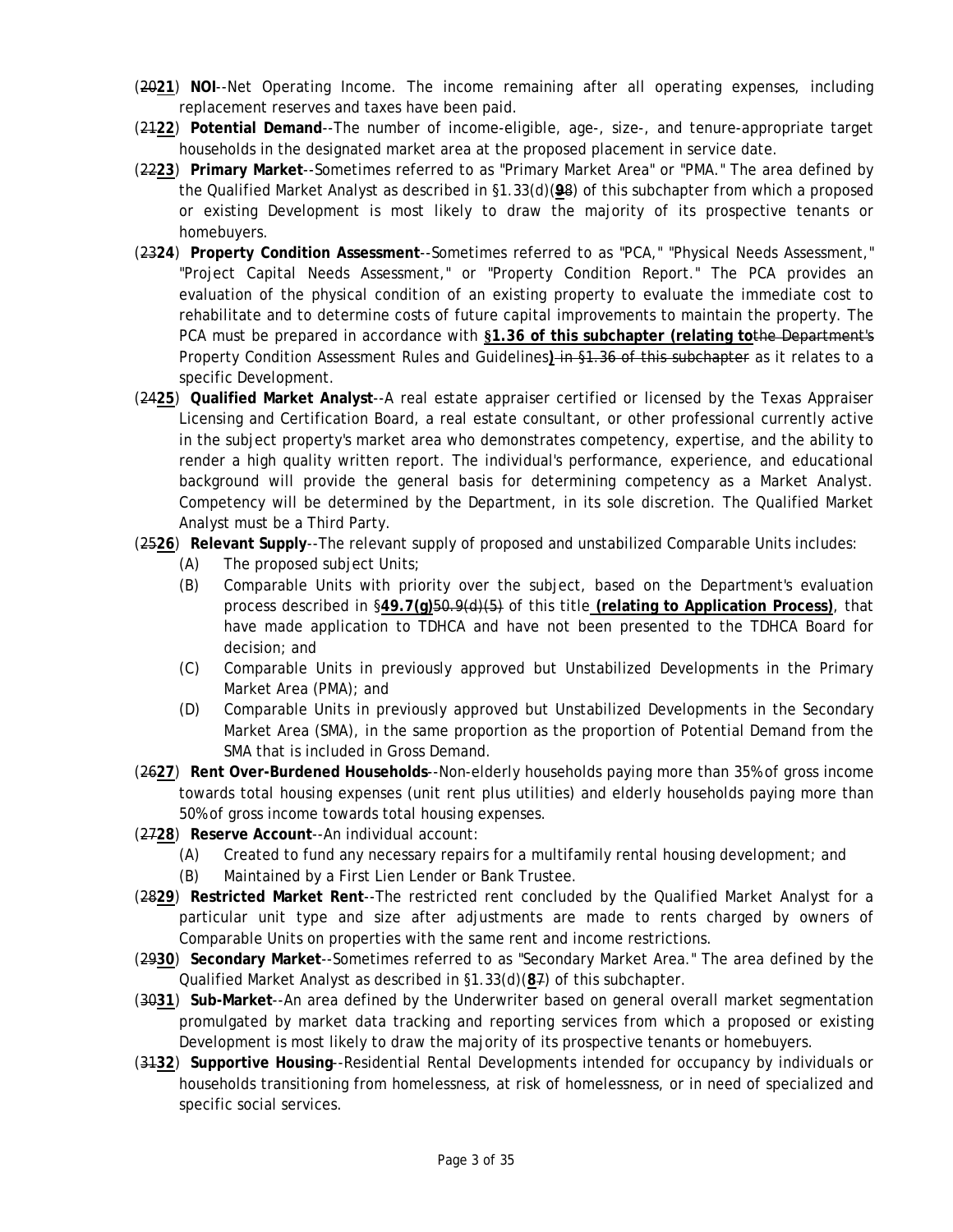(2021) **NOI**--Net Operating Income. The income remaining after all operating expenses, including replacement reserves and taxes have been paid.

(2122) **Potential Demand**--The number of income-eligible, age-, size-, and tenure-appropriate target households in the designated market area at the proposed placement in service date.

(2223) **Primary Market**--Sometimes referred to as "Primary Market Area" or "PMA." The area defined by the Qualified Market Analyst as described in §1.33(d)(98) of this subchapter from which a proposed or existing Development is most likely to draw the majority of its prospective tenants or homebuyers.

(2324) **Property Condition Assessment**--Sometimes referred to as "PCA," "Physical Needs Assessment," "Project Capital Needs Assessment," or "Property Condition Report." The PCA provides an evaluation of the physical condition of an existing property to evaluate the immediate cost to rehabilitate and to determine costs of future capital improvements to maintain the property. The PCA must be prepared in accordance with **§1.36 of this subchapter (relating to**the Department's Property Condition Assessment Rules and Guidelines**)** in §1.36 of this subchapter as it relates to a specific Development.

(2425) **Qualified Market Analyst**--A real estate appraiser certified or licensed by the Texas Appraiser Licensing and Certification Board, a real estate consultant, or other professional currently active in the subject property's market area who demonstrates competency, expertise, and the ability to render a high quality written report. The individual's performance, experience, and educational background will provide the general basis for determining competency as a Market Analyst. Competency will be determined by the Department, in its sole discretion. The Qualified Market Analyst must be a Third Party.

(2526) **Relevant Supply**--The relevant supply of proposed and unstabilized Comparable Units includes:

- (A) The proposed subject Units;
- (B) Comparable Units with priority over the subject, based on the Department's evaluation process described in §**49.7(g)**50.9(d)(5) of this title **(relating to Application Process)**, that have made application to TDHCA and have not been presented to the TDHCA Board for decision; and
- (C) Comparable Units in previously approved but Unstabilized Developments in the Primary Market Area (PMA); and
- (D) Comparable Units in previously approved but Unstabilized Developments in the Secondary Market Area (SMA), in the same proportion as the proportion of Potential Demand from the SMA that is included in Gross Demand.

(2627) **Rent Over-Burdened Households**--Non-elderly households paying more than 35% of gross income towards total housing expenses (unit rent plus utilities) and elderly households paying more than 50% of gross income towards total housing expenses.

(2728) **Reserve Account**--An individual account:

- (A) Created to fund any necessary repairs for a multifamily rental housing development; and
- (B) Maintained by a First Lien Lender or Bank Trustee.

(2829) **Restricted Market Rent**--The restricted rent concluded by the Qualified Market Analyst for a particular unit type and size after adjustments are made to rents charged by owners of Comparable Units on properties with the same rent and income restrictions.

(2930) **Secondary Market**--Sometimes referred to as "Secondary Market Area." The area defined by the Qualified Market Analyst as described in §1.33(d)(87) of this subchapter.

(3031) **Sub-Market**--An area defined by the Underwriter based on general overall market segmentation promulgated by market data tracking and reporting services from which a proposed or existing Development is most likely to draw the majority of its prospective tenants or homebuyers.

(3132) **Supportive Housing**--Residential Rental Developments intended for occupancy by individuals or households transitioning from homelessness, at risk of homelessness, or in need of specialized and specific social services.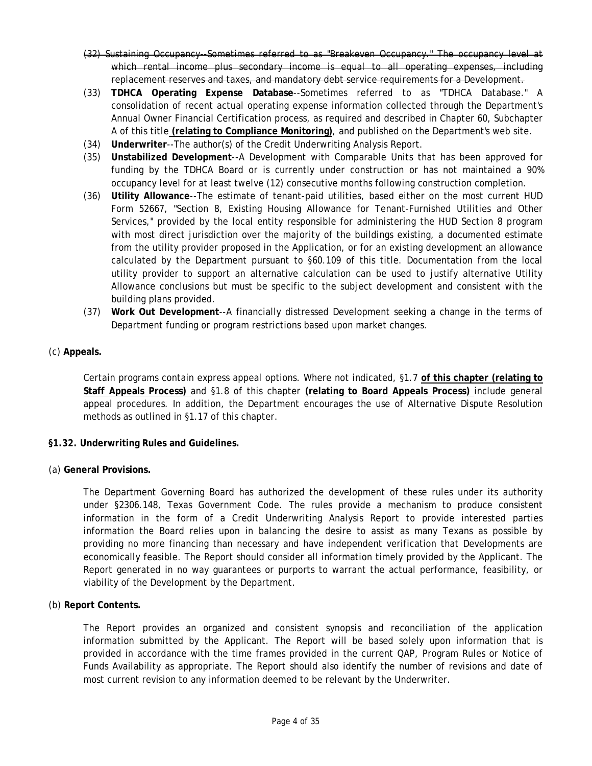(32) ~~Sustaining Occupancy--Sometimes referred to as "Breakeven Occupancy." The occupancy level at which rental income plus secondary income is equal to all operating expenses, including replacement reserves and taxes, and mandatory debt service requirements for a Development.~~

(33) **TDHCA Operating Expense Database**--Sometimes referred to as "TDHCA Database." A consolidation of recent actual operating expense information collected through the Department's Annual Owner Financial Certification process, as required and described in Chapter 60, Subchapter A of this title **(relating to Compliance Monitoring)**, and published on the Department's web site.

(34) **Underwriter**--The author(s) of the Credit Underwriting Analysis Report.

(35) **Unstabilized Development**--A Development with Comparable Units that has been approved for funding by the TDHCA Board or is currently under construction or has not maintained a 90% occupancy level for at least twelve (12) consecutive months following construction completion.

(36) **Utility Allowance**--The estimate of tenant-paid utilities, based either on the most current HUD Form 52667, "Section 8, Existing Housing Allowance for Tenant-Furnished Utilities and Other Services," provided by the local entity responsible for administering the HUD Section 8 program with most direct jurisdiction over the majority of the buildings existing, a documented estimate from the utility provider proposed in the Application, or for an existing development an allowance calculated by the Department pursuant to §60.109 of this title. Documentation from the local utility provider to support an alternative calculation can be used to justify alternative Utility Allowance conclusions but must be specific to the subject development and consistent with the building plans provided.

(37) **Work Out Development**--A financially distressed Development seeking a change in the terms of Department funding or program restrictions based upon market changes.

(c) **Appeals.**

Certain programs contain express appeal options. Where not indicated, §1.7 **of this chapter (relating to Staff Appeals Process)** and §1.8 of this chapter **(relating to Board Appeals Process)** include general appeal procedures. In addition, the Department encourages the use of Alternative Dispute Resolution methods as outlined in §1.17 of this chapter.

**§1.32. Underwriting Rules and Guidelines.**

(a) **General Provisions.**

The Department Governing Board has authorized the development of these rules under its authority under §2306.148, Texas Government Code. The rules provide a mechanism to produce consistent information in the form of a Credit Underwriting Analysis Report to provide interested parties information the Board relies upon in balancing the desire to assist as many Texans as possible by providing no more financing than necessary and have independent verification that Developments are economically feasible. The Report should consider all information timely provided by the Applicant. The Report generated in no way guarantees or purports to warrant the actual performance, feasibility, or viability of the Development by the Department.

(b) **Report Contents.**

The Report provides an organized and consistent synopsis and reconciliation of the application information submitted by the Applicant. The Report will be based solely upon information that is provided in accordance with the time frames provided in the current QAP, Program Rules or Notice of Funds Availability as appropriate. The Report should also identify the number of revisions and date of most current revision to any information deemed to be relevant by the Underwriter.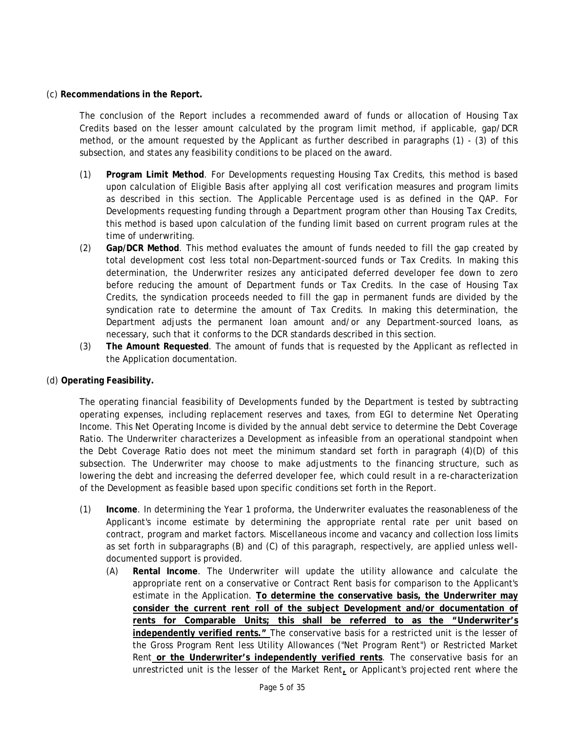(c) **Recommendations in the Report.**

The conclusion of the Report includes a recommended award of funds or allocation of Housing Tax Credits based on the lesser amount calculated by the program limit method, if applicable, gap/DCR method, or the amount requested by the Applicant as further described in paragraphs (1) - (3) of this subsection, and states any feasibility conditions to be placed on the award.

(1) **Program Limit Method**. For Developments requesting Housing Tax Credits, this method is based upon calculation of Eligible Basis after applying all cost verification measures and program limits as described in this section. The Applicable Percentage used is as defined in the QAP. For Developments requesting funding through a Department program other than Housing Tax Credits, this method is based upon calculation of the funding limit based on current program rules at the time of underwriting.

(2) **Gap/DCR Method**. This method evaluates the amount of funds needed to fill the gap created by total development cost less total non-Department-sourced funds or Tax Credits. In making this determination, the Underwriter resizes any anticipated deferred developer fee down to zero before reducing the amount of Department funds or Tax Credits. In the case of Housing Tax Credits, the syndication proceeds needed to fill the gap in permanent funds are divided by the syndication rate to determine the amount of Tax Credits. In making this determination, the Department adjusts the permanent loan amount and/or any Department-sourced loans, as necessary, such that it conforms to the DCR standards described in this section.

(3) **The Amount Requested**. The amount of funds that is requested by the Applicant as reflected in the Application documentation.

(d) **Operating Feasibility.**

The operating financial feasibility of Developments funded by the Department is tested by subtracting operating expenses, including replacement reserves and taxes, from EGI to determine Net Operating Income. This Net Operating Income is divided by the annual debt service to determine the Debt Coverage Ratio. The Underwriter characterizes a Development as infeasible from an operational standpoint when the Debt Coverage Ratio does not meet the minimum standard set forth in paragraph (4)(D) of this subsection. The Underwriter may choose to make adjustments to the financing structure, such as lowering the debt and increasing the deferred developer fee, which could result in a re-characterization of the Development as feasible based upon specific conditions set forth in the Report.

(1) **Income**. In determining the Year 1 proforma, the Underwriter evaluates the reasonableness of the Applicant's income estimate by determining the appropriate rental rate per unit based on contract, program and market factors. Miscellaneous income and vacancy and collection loss limits as set forth in subparagraphs (B) and (C) of this paragraph, respectively, are applied unless well-documented support is provided.

   (A) **Rental Income**. The Underwriter will update the utility allowance and calculate the appropriate rent on a conservative or Contract Rent basis for comparison to the Applicant's estimate in the Application. <u>**To determine the conservative basis, the Underwriter may consider the current rent roll of the subject Development and/or documentation of rents for Comparable Units; this shall be referred to as the "Underwriter's independently verified rents."**</u> The conservative basis for a restricted unit is the lesser of the Gross Program Rent less Utility Allowances ("Net Program Rent") or Restricted Market Rent <u>**or the Underwriter's independently verified rents**</u>. The conservative basis for an unrestricted unit is the lesser of the Market Rent<u>**,**</u> or Applicant's projected rent where the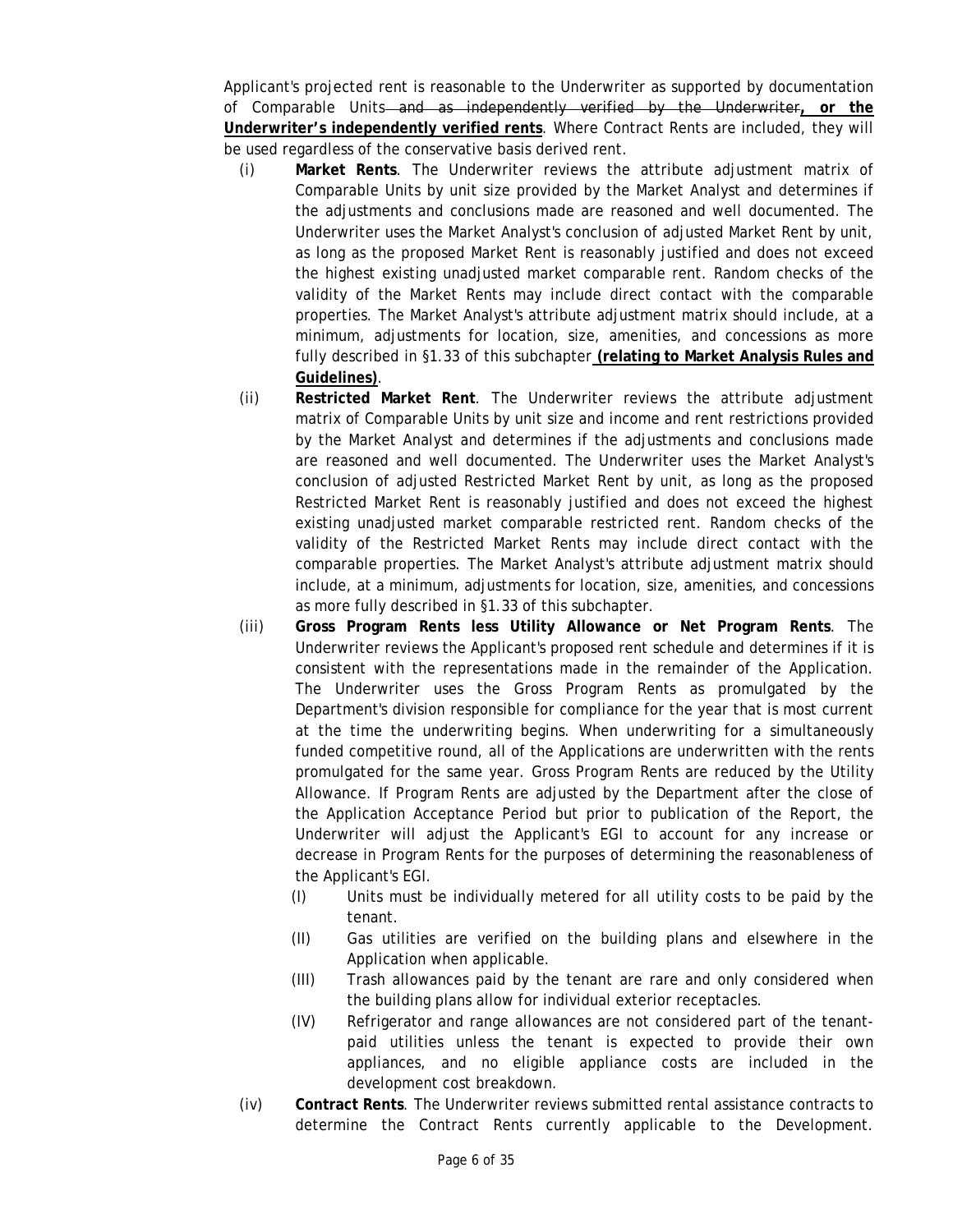Applicant's projected rent is reasonable to the Underwriter as supported by documentation of Comparable Units ~~and as independently verified by the Underwriter~~**, or the Underwriter's independently verified rents**. Where Contract Rents are included, they will be used regardless of the conservative basis derived rent.

(i) **Market Rents**. The Underwriter reviews the attribute adjustment matrix of Comparable Units by unit size provided by the Market Analyst and determines if the adjustments and conclusions made are reasoned and well documented. The Underwriter uses the Market Analyst's conclusion of adjusted Market Rent by unit, as long as the proposed Market Rent is reasonably justified and does not exceed the highest existing unadjusted market comparable rent. Random checks of the validity of the Market Rents may include direct contact with the comparable properties. The Market Analyst's attribute adjustment matrix should include, at a minimum, adjustments for location, size, amenities, and concessions as more fully described in §1.33 of this subchapter **(relating to Market Analysis Rules and Guidelines)**.

(ii) **Restricted Market Rent**. The Underwriter reviews the attribute adjustment matrix of Comparable Units by unit size and income and rent restrictions provided by the Market Analyst and determines if the adjustments and conclusions made are reasoned and well documented. The Underwriter uses the Market Analyst's conclusion of adjusted Restricted Market Rent by unit, as long as the proposed Restricted Market Rent is reasonably justified and does not exceed the highest existing unadjusted market comparable restricted rent. Random checks of the validity of the Restricted Market Rents may include direct contact with the comparable properties. The Market Analyst's attribute adjustment matrix should include, at a minimum, adjustments for location, size, amenities, and concessions as more fully described in §1.33 of this subchapter.

(iii) **Gross Program Rents less Utility Allowance or Net Program Rents**. The Underwriter reviews the Applicant's proposed rent schedule and determines if it is consistent with the representations made in the remainder of the Application. The Underwriter uses the Gross Program Rents as promulgated by the Department's division responsible for compliance for the year that is most current at the time the underwriting begins. When underwriting for a simultaneously funded competitive round, all of the Applications are underwritten with the rents promulgated for the same year. Gross Program Rents are reduced by the Utility Allowance. If Program Rents are adjusted by the Department after the close of the Application Acceptance Period but prior to publication of the Report, the Underwriter will adjust the Applicant's EGI to account for any increase or decrease in Program Rents for the purposes of determining the reasonableness of the Applicant's EGI.

(I) Units must be individually metered for all utility costs to be paid by the tenant.

(II) Gas utilities are verified on the building plans and elsewhere in the Application when applicable.

(III) Trash allowances paid by the tenant are rare and only considered when the building plans allow for individual exterior receptacles.

(IV) Refrigerator and range allowances are not considered part of the tenant-paid utilities unless the tenant is expected to provide their own appliances, and no eligible appliance costs are included in the development cost breakdown.

(iv) **Contract Rents**. The Underwriter reviews submitted rental assistance contracts to determine the Contract Rents currently applicable to the Development.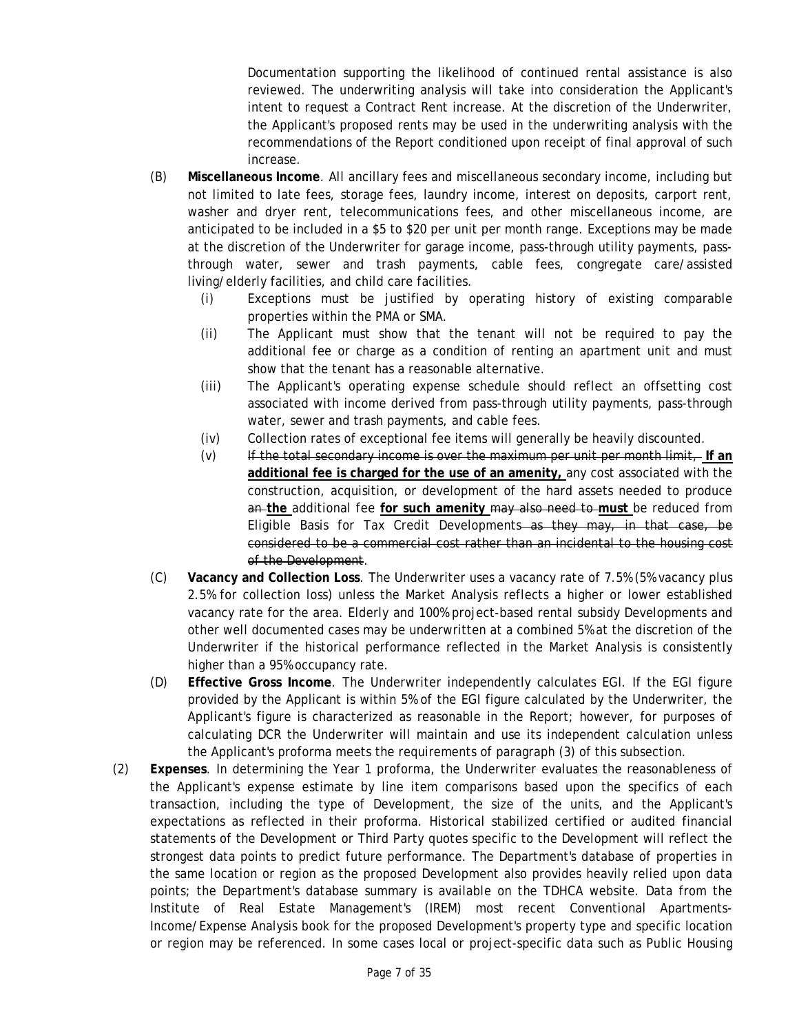Documentation supporting the likelihood of continued rental assistance is also reviewed. The underwriting analysis will take into consideration the Applicant's intent to request a Contract Rent increase. At the discretion of the Underwriter, the Applicant's proposed rents may be used in the underwriting analysis with the recommendations of the Report conditioned upon receipt of final approval of such increase.

(B) **Miscellaneous Income**. All ancillary fees and miscellaneous secondary income, including but not limited to late fees, storage fees, laundry income, interest on deposits, carport rent, washer and dryer rent, telecommunications fees, and other miscellaneous income, are anticipated to be included in a $5 to $20 per unit per month range. Exceptions may be made at the discretion of the Underwriter for garage income, pass-through utility payments, pass-through water, sewer and trash payments, cable fees, congregate care/assisted living/elderly facilities, and child care facilities.

(i) Exceptions must be justified by operating history of existing comparable properties within the PMA or SMA.

(ii) The Applicant must show that the tenant will not be required to pay the additional fee or charge as a condition of renting an apartment unit and must show that the tenant has a reasonable alternative.

(iii) The Applicant's operating expense schedule should reflect an offsetting cost associated with income derived from pass-through utility payments, pass-through water, sewer and trash payments, and cable fees.

(iv) Collection rates of exceptional fee items will generally be heavily discounted.

(v) ~~If the total secondary income is over the maximum per unit per month limit,~~ **If an additional fee is charged for the use of an amenity,** any cost associated with the construction, acquisition, or development of the hard assets needed to produce ~~an~~ **the** additional fee **for such amenity** ~~may also need to~~ **must** be reduced from Eligible Basis for Tax Credit Developments~~ as they may, in that case, be considered to be a commercial cost rather than an incidental to the housing cost of the Development~~.

(C) **Vacancy and Collection Loss**. The Underwriter uses a vacancy rate of 7.5% (5% vacancy plus 2.5% for collection loss) unless the Market Analysis reflects a higher or lower established vacancy rate for the area. Elderly and 100% project-based rental subsidy Developments and other well documented cases may be underwritten at a combined 5% at the discretion of the Underwriter if the historical performance reflected in the Market Analysis is consistently higher than a 95% occupancy rate.

(D) **Effective Gross Income**. The Underwriter independently calculates EGI. If the EGI figure provided by the Applicant is within 5% of the EGI figure calculated by the Underwriter, the Applicant's figure is characterized as reasonable in the Report; however, for purposes of calculating DCR the Underwriter will maintain and use its independent calculation unless the Applicant's proforma meets the requirements of paragraph (3) of this subsection.

(2) **Expenses**. In determining the Year 1 proforma, the Underwriter evaluates the reasonableness of the Applicant's expense estimate by line item comparisons based upon the specifics of each transaction, including the type of Development, the size of the units, and the Applicant's expectations as reflected in their proforma. Historical stabilized certified or audited financial statements of the Development or Third Party quotes specific to the Development will reflect the strongest data points to predict future performance. The Department's database of properties in the same location or region as the proposed Development also provides heavily relied upon data points; the Department's database summary is available on the TDHCA website. Data from the Institute of Real Estate Management's (IREM) most recent Conventional Apartments-Income/Expense Analysis book for the proposed Development's property type and specific location or region may be referenced. In some cases local or project-specific data such as Public Housing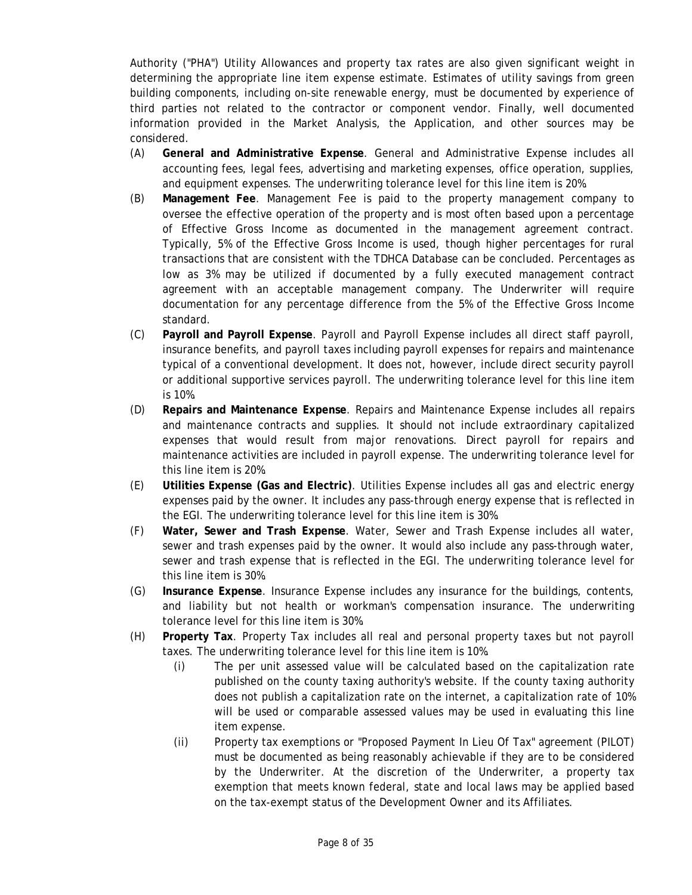Authority ("PHA") Utility Allowances and property tax rates are also given significant weight in determining the appropriate line item expense estimate. Estimates of utility savings from green building components, including on-site renewable energy, must be documented by experience of third parties not related to the contractor or component vendor. Finally, well documented information provided in the Market Analysis, the Application, and other sources may be considered.

- (A) **General and Administrative Expense**. General and Administrative Expense includes all accounting fees, legal fees, advertising and marketing expenses, office operation, supplies, and equipment expenses. The underwriting tolerance level for this line item is 20%.
- (B) **Management Fee**. Management Fee is paid to the property management company to oversee the effective operation of the property and is most often based upon a percentage of Effective Gross Income as documented in the management agreement contract. Typically, 5% of the Effective Gross Income is used, though higher percentages for rural transactions that are consistent with the TDHCA Database can be concluded. Percentages as low as 3% may be utilized if documented by a fully executed management contract agreement with an acceptable management company. The Underwriter will require documentation for any percentage difference from the 5% of the Effective Gross Income standard.
- (C) **Payroll and Payroll Expense**. Payroll and Payroll Expense includes all direct staff payroll, insurance benefits, and payroll taxes including payroll expenses for repairs and maintenance typical of a conventional development. It does not, however, include direct security payroll or additional supportive services payroll. The underwriting tolerance level for this line item is 10%.
- (D) **Repairs and Maintenance Expense**. Repairs and Maintenance Expense includes all repairs and maintenance contracts and supplies. It should not include extraordinary capitalized expenses that would result from major renovations. Direct payroll for repairs and maintenance activities are included in payroll expense. The underwriting tolerance level for this line item is 20%.
- (E) **Utilities Expense (Gas and Electric)**. Utilities Expense includes all gas and electric energy expenses paid by the owner. It includes any pass-through energy expense that is reflected in the EGI. The underwriting tolerance level for this line item is 30%.
- (F) **Water, Sewer and Trash Expense**. Water, Sewer and Trash Expense includes all water, sewer and trash expenses paid by the owner. It would also include any pass-through water, sewer and trash expense that is reflected in the EGI. The underwriting tolerance level for this line item is 30%.
- (G) **Insurance Expense**. Insurance Expense includes any insurance for the buildings, contents, and liability but not health or workman's compensation insurance. The underwriting tolerance level for this line item is 30%.
- (H) **Property Tax**. Property Tax includes all real and personal property taxes but not payroll taxes. The underwriting tolerance level for this line item is 10%.
  - (i) The per unit assessed value will be calculated based on the capitalization rate published on the county taxing authority's website. If the county taxing authority does not publish a capitalization rate on the internet, a capitalization rate of 10% will be used or comparable assessed values may be used in evaluating this line item expense.
  - (ii) Property tax exemptions or "Proposed Payment In Lieu Of Tax" agreement (PILOT) must be documented as being reasonably achievable if they are to be considered by the Underwriter. At the discretion of the Underwriter, a property tax exemption that meets known federal, state and local laws may be applied based on the tax-exempt status of the Development Owner and its Affiliates.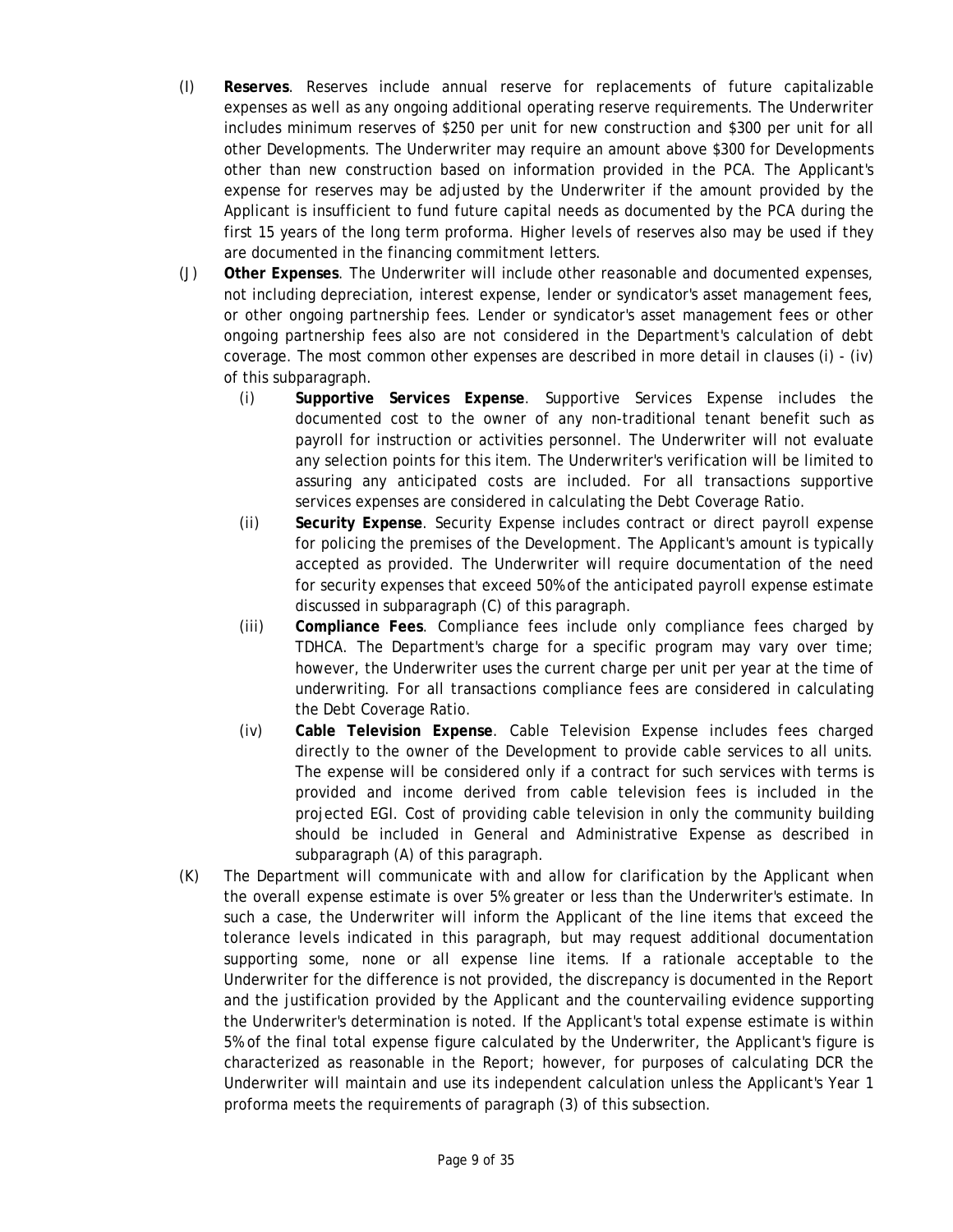(I) **Reserves**. Reserves include annual reserve for replacements of future capitalizable expenses as well as any ongoing additional operating reserve requirements. The Underwriter includes minimum reserves of $250 per unit for new construction and $300 per unit for all other Developments. The Underwriter may require an amount above $300 for Developments other than new construction based on information provided in the PCA. The Applicant's expense for reserves may be adjusted by the Underwriter if the amount provided by the Applicant is insufficient to fund future capital needs as documented by the PCA during the first 15 years of the long term proforma. Higher levels of reserves also may be used if they are documented in the financing commitment letters.

(J) **Other Expenses**. The Underwriter will include other reasonable and documented expenses, not including depreciation, interest expense, lender or syndicator's asset management fees, or other ongoing partnership fees. Lender or syndicator's asset management fees or other ongoing partnership fees also are not considered in the Department's calculation of debt coverage. The most common other expenses are described in more detail in clauses (i) - (iv) of this subparagraph.

  (i) **Supportive Services Expense**. Supportive Services Expense includes the documented cost to the owner of any non-traditional tenant benefit such as payroll for instruction or activities personnel. The Underwriter will not evaluate any selection points for this item. The Underwriter's verification will be limited to assuring any anticipated costs are included. For all transactions supportive services expenses are considered in calculating the Debt Coverage Ratio.

  (ii) **Security Expense**. Security Expense includes contract or direct payroll expense for policing the premises of the Development. The Applicant's amount is typically accepted as provided. The Underwriter will require documentation of the need for security expenses that exceed 50% of the anticipated payroll expense estimate discussed in subparagraph (C) of this paragraph.

  (iii) **Compliance Fees**. Compliance fees include only compliance fees charged by TDHCA. The Department's charge for a specific program may vary over time; however, the Underwriter uses the current charge per unit per year at the time of underwriting. For all transactions compliance fees are considered in calculating the Debt Coverage Ratio.

  (iv) **Cable Television Expense**. Cable Television Expense includes fees charged directly to the owner of the Development to provide cable services to all units. The expense will be considered only if a contract for such services with terms is provided and income derived from cable television fees is included in the projected EGI. Cost of providing cable television in only the community building should be included in General and Administrative Expense as described in subparagraph (A) of this paragraph.

(K) The Department will communicate with and allow for clarification by the Applicant when the overall expense estimate is over 5% greater or less than the Underwriter's estimate. In such a case, the Underwriter will inform the Applicant of the line items that exceed the tolerance levels indicated in this paragraph, but may request additional documentation supporting some, none or all expense line items. If a rationale acceptable to the Underwriter for the difference is not provided, the discrepancy is documented in the Report and the justification provided by the Applicant and the countervailing evidence supporting the Underwriter's determination is noted. If the Applicant's total expense estimate is within 5% of the final total expense figure calculated by the Underwriter, the Applicant's figure is characterized as reasonable in the Report; however, for purposes of calculating DCR the Underwriter will maintain and use its independent calculation unless the Applicant's Year 1 proforma meets the requirements of paragraph (3) of this subsection.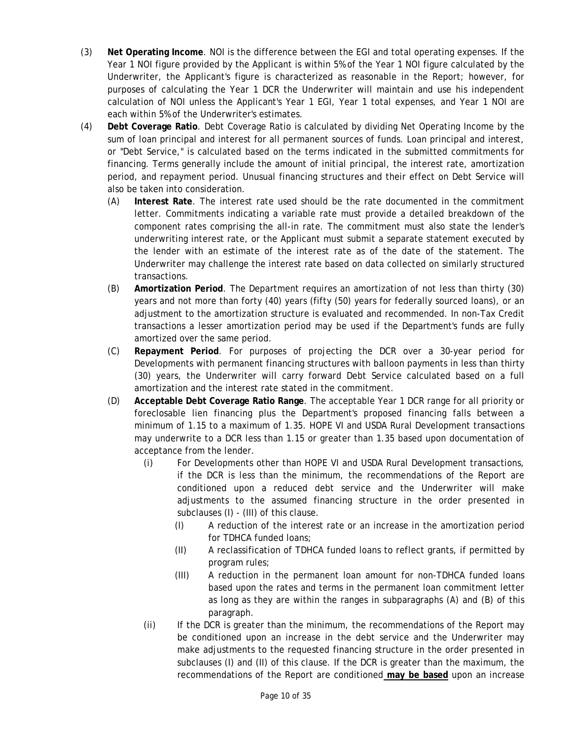(3) **Net Operating Income**. NOI is the difference between the EGI and total operating expenses. If the Year 1 NOI figure provided by the Applicant is within 5% of the Year 1 NOI figure calculated by the Underwriter, the Applicant's figure is characterized as reasonable in the Report; however, for purposes of calculating the Year 1 DCR the Underwriter will maintain and use his independent calculation of NOI unless the Applicant's Year 1 EGI, Year 1 total expenses, and Year 1 NOI are each within 5% of the Underwriter's estimates.

(4) **Debt Coverage Ratio**. Debt Coverage Ratio is calculated by dividing Net Operating Income by the sum of loan principal and interest for all permanent sources of funds. Loan principal and interest, or "Debt Service," is calculated based on the terms indicated in the submitted commitments for financing. Terms generally include the amount of initial principal, the interest rate, amortization period, and repayment period. Unusual financing structures and their effect on Debt Service will also be taken into consideration.

   (A) **Interest Rate**. The interest rate used should be the rate documented in the commitment letter. Commitments indicating a variable rate must provide a detailed breakdown of the component rates comprising the all-in rate. The commitment must also state the lender's underwriting interest rate, or the Applicant must submit a separate statement executed by the lender with an estimate of the interest rate as of the date of the statement. The Underwriter may challenge the interest rate based on data collected on similarly structured transactions.

   (B) **Amortization Period**. The Department requires an amortization of not less than thirty (30) years and not more than forty (40) years (fifty (50) years for federally sourced loans), or an adjustment to the amortization structure is evaluated and recommended. In non-Tax Credit transactions a lesser amortization period may be used if the Department's funds are fully amortized over the same period.

   (C) **Repayment Period**. For purposes of projecting the DCR over a 30-year period for Developments with permanent financing structures with balloon payments in less than thirty (30) years, the Underwriter will carry forward Debt Service calculated based on a full amortization and the interest rate stated in the commitment.

   (D) **Acceptable Debt Coverage Ratio Range**. The acceptable Year 1 DCR range for all priority or foreclosable lien financing plus the Department's proposed financing falls between a minimum of 1.15 to a maximum of 1.35. HOPE VI and USDA Rural Development transactions may underwrite to a DCR less than 1.15 or greater than 1.35 based upon documentation of acceptance from the lender.

      (i) For Developments other than HOPE VI and USDA Rural Development transactions, if the DCR is less than the minimum, the recommendations of the Report are conditioned upon a reduced debt service and the Underwriter will make adjustments to the assumed financing structure in the order presented in subclauses (I) - (III) of this clause.

         (I) A reduction of the interest rate or an increase in the amortization period for TDHCA funded loans;

         (II) A reclassification of TDHCA funded loans to reflect grants, if permitted by program rules;

         (III) A reduction in the permanent loan amount for non-TDHCA funded loans based upon the rates and terms in the permanent loan commitment letter as long as they are within the ranges in subparagraphs (A) and (B) of this paragraph.

      (ii) If the DCR is greater than the minimum, the recommendations of the Report may be conditioned upon an increase in the debt service and the Underwriter may make adjustments to the requested financing structure in the order presented in subclauses (I) and (II) of this clause. If the DCR is greater than the maximum, the recommendations of the Report are conditioned **may be based** upon an increase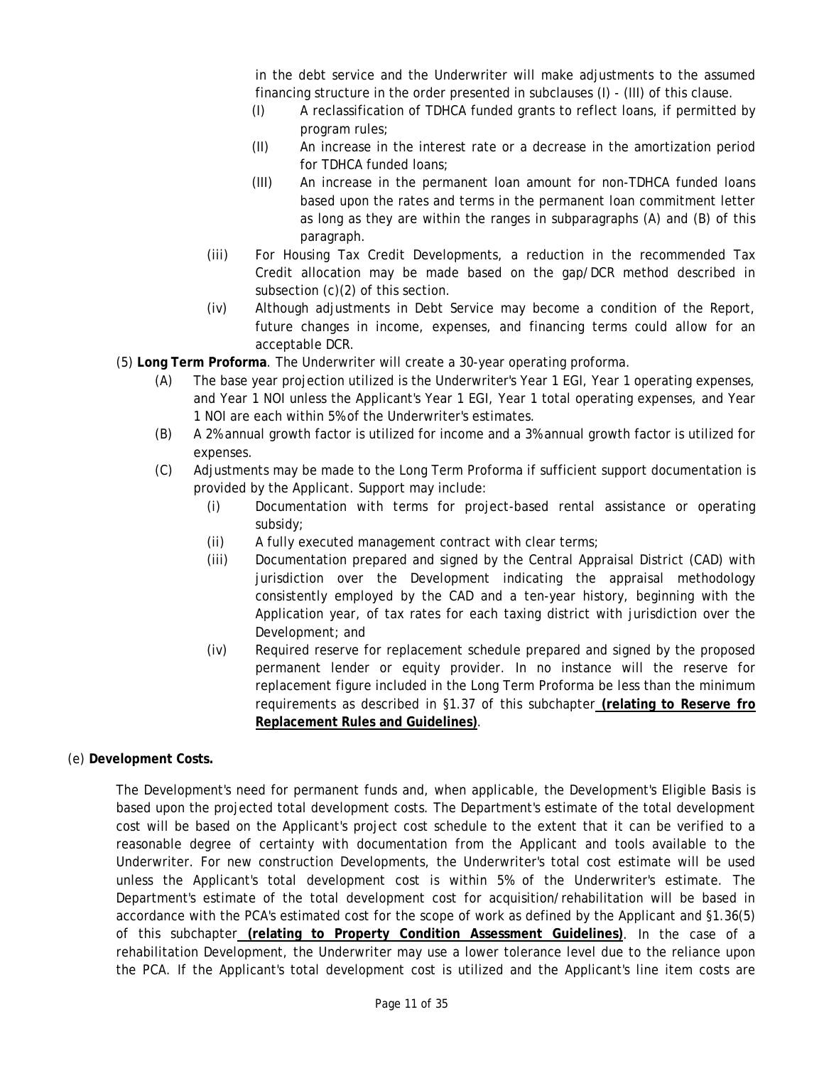in the debt service and the Underwriter will make adjustments to the assumed financing structure in the order presented in subclauses (I) - (III) of this clause.

- (I) A reclassification of TDHCA funded grants to reflect loans, if permitted by program rules;
- (II) An increase in the interest rate or a decrease in the amortization period for TDHCA funded loans;
- (III) An increase in the permanent loan amount for non-TDHCA funded loans based upon the rates and terms in the permanent loan commitment letter as long as they are within the ranges in subparagraphs (A) and (B) of this paragraph.

(iii) For Housing Tax Credit Developments, a reduction in the recommended Tax Credit allocation may be made based on the gap/DCR method described in subsection (c)(2) of this section.

(iv) Although adjustments in Debt Service may become a condition of the Report, future changes in income, expenses, and financing terms could allow for an acceptable DCR.

(5) **Long Term Proforma**. The Underwriter will create a 30-year operating proforma.

- (A) The base year projection utilized is the Underwriter's Year 1 EGI, Year 1 operating expenses, and Year 1 NOI unless the Applicant's Year 1 EGI, Year 1 total operating expenses, and Year 1 NOI are each within 5% of the Underwriter's estimates.
- (B) A 2% annual growth factor is utilized for income and a 3% annual growth factor is utilized for expenses.
- (C) Adjustments may be made to the Long Term Proforma if sufficient support documentation is provided by the Applicant. Support may include:
  - (i) Documentation with terms for project-based rental assistance or operating subsidy;
  - (ii) A fully executed management contract with clear terms;
  - (iii) Documentation prepared and signed by the Central Appraisal District (CAD) with jurisdiction over the Development indicating the appraisal methodology consistently employed by the CAD and a ten-year history, beginning with the Application year, of tax rates for each taxing district with jurisdiction over the Development; and
  - (iv) Required reserve for replacement schedule prepared and signed by the proposed permanent lender or equity provider. In no instance will the reserve for replacement figure included in the Long Term Proforma be less than the minimum requirements as described in §1.37 of this subchapter **(relating to Reserve fro Replacement Rules and Guidelines)**.

(e) **Development Costs.**

The Development's need for permanent funds and, when applicable, the Development's Eligible Basis is based upon the projected total development costs. The Department's estimate of the total development cost will be based on the Applicant's project cost schedule to the extent that it can be verified to a reasonable degree of certainty with documentation from the Applicant and tools available to the Underwriter. For new construction Developments, the Underwriter's total cost estimate will be used unless the Applicant's total development cost is within 5% of the Underwriter's estimate. The Department's estimate of the total development cost for acquisition/rehabilitation will be based in accordance with the PCA's estimated cost for the scope of work as defined by the Applicant and §1.36(5) of this subchapter **(relating to Property Condition Assessment Guidelines)**. In the case of a rehabilitation Development, the Underwriter may use a lower tolerance level due to the reliance upon the PCA. If the Applicant's total development cost is utilized and the Applicant's line item costs are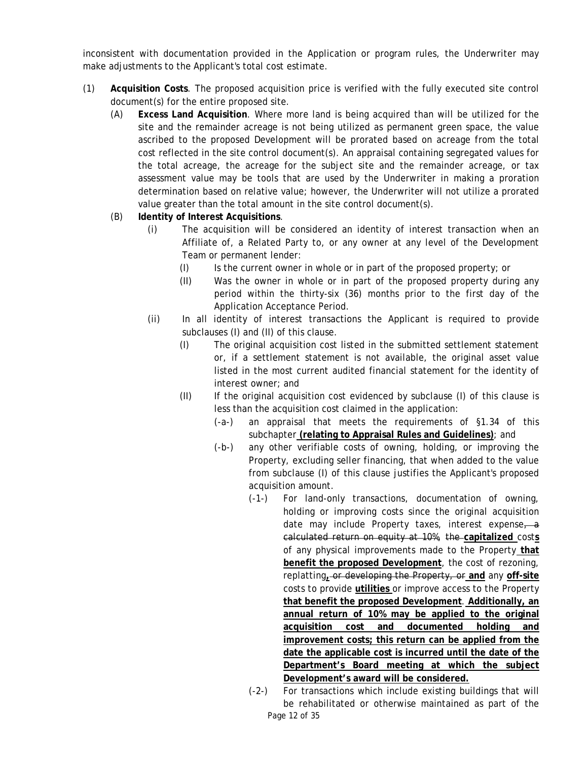inconsistent with documentation provided in the Application or program rules, the Underwriter may make adjustments to the Applicant's total cost estimate.

(1) **Acquisition Costs**. The proposed acquisition price is verified with the fully executed site control document(s) for the entire proposed site.

(A) **Excess Land Acquisition**. Where more land is being acquired than will be utilized for the site and the remainder acreage is not being utilized as permanent green space, the value ascribed to the proposed Development will be prorated based on acreage from the total cost reflected in the site control document(s). An appraisal containing segregated values for the total acreage, the acreage for the subject site and the remainder acreage, or tax assessment value may be tools that are used by the Underwriter in making a proration determination based on relative value; however, the Underwriter will not utilize a prorated value greater than the total amount in the site control document(s).

(B) **Identity of Interest Acquisitions**.

(i) The acquisition will be considered an identity of interest transaction when an Affiliate of, a Related Party to, or any owner at any level of the Development Team or permanent lender:

(I) Is the current owner in whole or in part of the proposed property; or

(II) Was the owner in whole or in part of the proposed property during any period within the thirty-six (36) months prior to the first day of the Application Acceptance Period.

(ii) In all identity of interest transactions the Applicant is required to provide subclauses (I) and (II) of this clause.

(I) The original acquisition cost listed in the submitted settlement statement or, if a settlement statement is not available, the original asset value listed in the most current audited financial statement for the identity of interest owner; and

(II) If the original acquisition cost evidenced by subclause (I) of this clause is less than the acquisition cost claimed in the application:

(-a-) an appraisal that meets the requirements of §1.34 of this subchapter **(relating to Appraisal Rules and Guidelines)**; and

(-b-) any other verifiable costs of owning, holding, or improving the Property, excluding seller financing, that when added to the value from subclause (I) of this clause justifies the Applicant's proposed acquisition amount.

(-1-) For land-only transactions, documentation of owning, holding or improving costs since the original acquisition date may include Property taxes, interest expense~~, a calculated return on equity at 10%~~, ~~the~~ **capitalized** cost**s** of any physical improvements made to the Property **that benefit the proposed Development**, the cost of rezoning, replatting**,** ~~or developing the Property, or~~ **and** any **off-site** costs to provide **utilities** or improve access to the Property **that benefit the proposed Development**. **Additionally, an annual return of 10% may be applied to the original acquisition cost and documented holding and improvement costs; this return can be applied from the date the applicable cost is incurred until the date of the Department's Board meeting at which the subject Development's award will be considered.**

(-2-) For transactions which include existing buildings that will be rehabilitated or otherwise maintained as part of the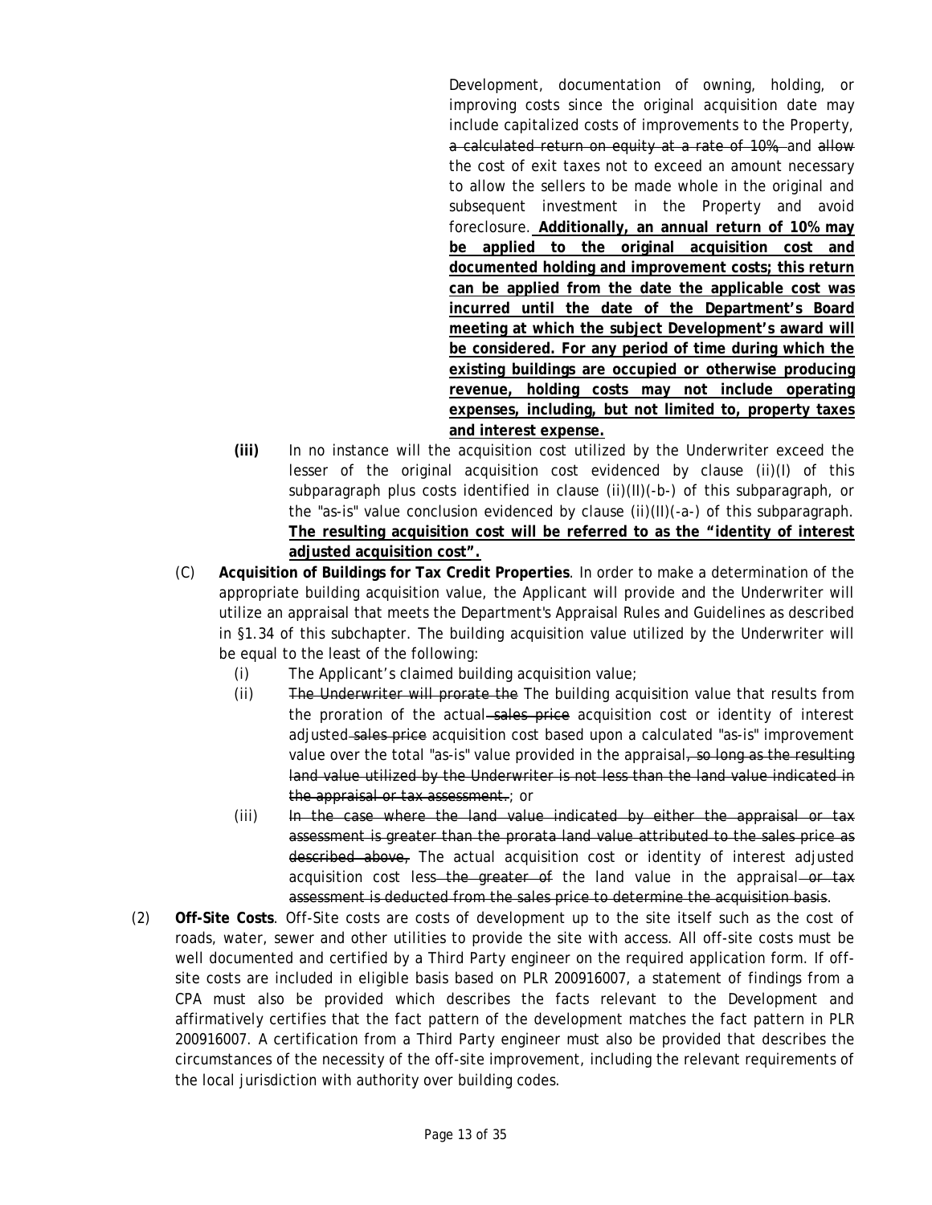Development, documentation of owning, holding, or improving costs since the original acquisition date may include capitalized costs of improvements to the Property, ~~a calculated return on equity at a rate of 10%,~~ and ~~allow~~ the cost of exit taxes not to exceed an amount necessary to allow the sellers to be made whole in the original and subsequent investment in the Property and avoid foreclosure. **Additionally, an annual return of 10% may be applied to the original acquisition cost and documented holding and improvement costs; this return can be applied from the date the applicable cost was incurred until the date of the Department's Board meeting at which the subject Development's award will be considered. For any period of time during which the existing buildings are occupied or otherwise producing revenue, holding costs may not include operating expenses, including, but not limited to, property taxes and interest expense.**

**(iii)** In no instance will the acquisition cost utilized by the Underwriter exceed the lesser of the original acquisition cost evidenced by clause (ii)(I) of this subparagraph plus costs identified in clause (ii)(II)(-b-) of this subparagraph, or the "as-is" value conclusion evidenced by clause (ii)(II)(-a-) of this subparagraph. **The resulting acquisition cost will be referred to as the "identity of interest adjusted acquisition cost".**

(C) **Acquisition of Buildings for Tax Credit Properties**. In order to make a determination of the appropriate building acquisition value, the Applicant will provide and the Underwriter will utilize an appraisal that meets the Department's Appraisal Rules and Guidelines as described in §1.34 of this subchapter. The building acquisition value utilized by the Underwriter will be equal to the least of the following:

(i) The Applicant's claimed building acquisition value;

(ii) ~~The Underwriter will prorate the~~ The building acquisition value that results from the proration of the actual ~~sales price~~ acquisition cost or identity of interest adjusted ~~sales price~~ acquisition cost based upon a calculated "as-is" improvement value over the total "as-is" value provided in the appraisal~~, so long as the resulting land value utilized by the Underwriter is not less than the land value indicated in the appraisal or tax assessment.~~; or

(iii) ~~In the case where the land value indicated by either the appraisal or tax assessment is greater than the prorata land value attributed to the sales price as described above,~~ The actual acquisition cost or identity of interest adjusted acquisition cost less ~~the greater of~~ the land value in the appraisal ~~or tax assessment is deducted from the sales price to determine the acquisition basis~~.

(2) **Off-Site Costs**. Off-Site costs are costs of development up to the site itself such as the cost of roads, water, sewer and other utilities to provide the site with access. All off-site costs must be well documented and certified by a Third Party engineer on the required application form. If off-site costs are included in eligible basis based on PLR 200916007, a statement of findings from a CPA must also be provided which describes the facts relevant to the Development and affirmatively certifies that the fact pattern of the development matches the fact pattern in PLR 200916007. A certification from a Third Party engineer must also be provided that describes the circumstances of the necessity of the off-site improvement, including the relevant requirements of the local jurisdiction with authority over building codes.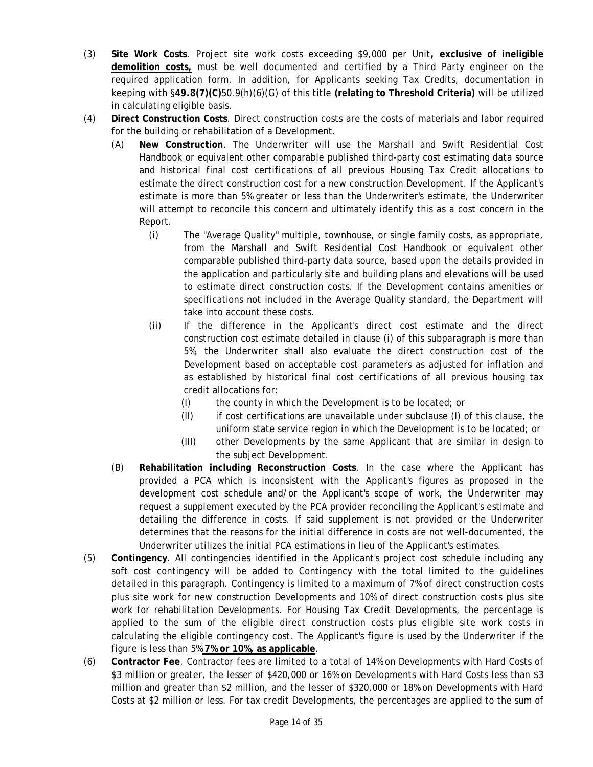(3) **Site Work Costs**. Project site work costs exceeding $9,000 per Unit**, exclusive of ineligible demolition costs,** must be well documented and certified by a Third Party engineer on the required application form. In addition, for Applicants seeking Tax Credits, documentation in keeping with §**49.8(7)(C)**~~50.9(h)(6)(G)~~ of this title **(relating to Threshold Criteria)** will be utilized in calculating eligible basis.

(4) **Direct Construction Costs**. Direct construction costs are the costs of materials and labor required for the building or rehabilitation of a Development.

(A) **New Construction**. The Underwriter will use the Marshall and Swift Residential Cost Handbook or equivalent other comparable published third-party cost estimating data source and historical final cost certifications of all previous Housing Tax Credit allocations to estimate the direct construction cost for a new construction Development. If the Applicant's estimate is more than 5% greater or less than the Underwriter's estimate, the Underwriter will attempt to reconcile this concern and ultimately identify this as a cost concern in the Report.

(i) The "Average Quality" multiple, townhouse, or single family costs, as appropriate, from the Marshall and Swift Residential Cost Handbook or equivalent other comparable published third-party data source, based upon the details provided in the application and particularly site and building plans and elevations will be used to estimate direct construction costs. If the Development contains amenities or specifications not included in the Average Quality standard, the Department will take into account these costs.

(ii) If the difference in the Applicant's direct cost estimate and the direct construction cost estimate detailed in clause (i) of this subparagraph is more than 5%, the Underwriter shall also evaluate the direct construction cost of the Development based on acceptable cost parameters as adjusted for inflation and as established by historical final cost certifications of all previous housing tax credit allocations for:

(I) the county in which the Development is to be located; or

(II) if cost certifications are unavailable under subclause (I) of this clause, the uniform state service region in which the Development is to be located; or

(III) other Developments by the same Applicant that are similar in design to the subject Development.

(B) **Rehabilitation including Reconstruction Costs**. In the case where the Applicant has provided a PCA which is inconsistent with the Applicant's figures as proposed in the development cost schedule and/or the Applicant's scope of work, the Underwriter may request a supplement executed by the PCA provider reconciling the Applicant's estimate and detailing the difference in costs. If said supplement is not provided or the Underwriter determines that the reasons for the initial difference in costs are not well-documented, the Underwriter utilizes the initial PCA estimations in lieu of the Applicant's estimates.

(5) **Contingency**. All contingencies identified in the Applicant's project cost schedule including any soft cost contingency will be added to Contingency with the total limited to the guidelines detailed in this paragraph. Contingency is limited to a maximum of 7% of direct construction costs plus site work for new construction Developments and 10% of direct construction costs plus site work for rehabilitation Developments. For Housing Tax Credit Developments, the percentage is applied to the sum of the eligible direct construction costs plus eligible site work costs in calculating the eligible contingency cost. The Applicant's figure is used by the Underwriter if the figure is less than ~~5%~~ **7% or 10%, as applicable**.

(6) **Contractor Fee**. Contractor fees are limited to a total of 14% on Developments with Hard Costs of $3 million or greater, the lesser of $420,000 or 16% on Developments with Hard Costs less than $3 million and greater than $2 million, and the lesser of $320,000 or 18% on Developments with Hard Costs at $2 million or less. For tax credit Developments, the percentages are applied to the sum of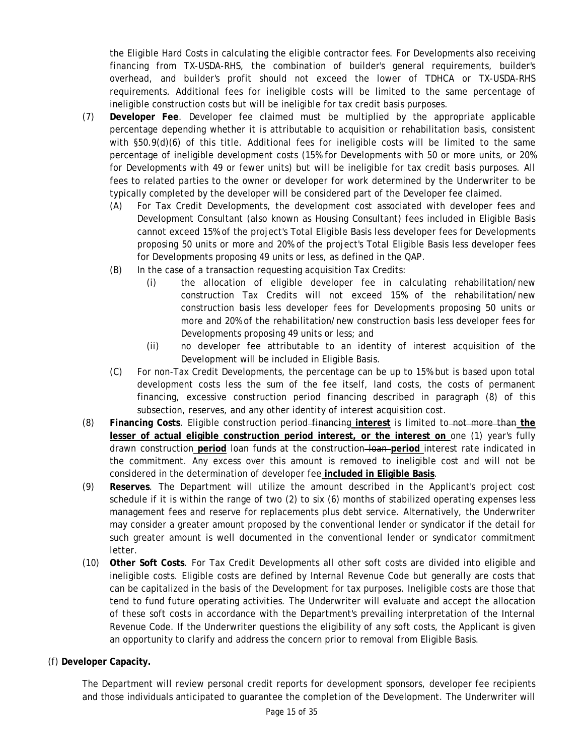the Eligible Hard Costs in calculating the eligible contractor fees. For Developments also receiving financing from TX-USDA-RHS, the combination of builder's general requirements, builder's overhead, and builder's profit should not exceed the lower of TDHCA or TX-USDA-RHS requirements. Additional fees for ineligible costs will be limited to the same percentage of ineligible construction costs but will be ineligible for tax credit basis purposes.

(7) **Developer Fee**. Developer fee claimed must be multiplied by the appropriate applicable percentage depending whether it is attributable to acquisition or rehabilitation basis, consistent with §50.9(d)(6) of this title. Additional fees for ineligible costs will be limited to the same percentage of ineligible development costs (15% for Developments with 50 or more units, or 20% for Developments with 49 or fewer units) but will be ineligible for tax credit basis purposes. All fees to related parties to the owner or developer for work determined by the Underwriter to be typically completed by the developer will be considered part of the Developer fee claimed.

   (A) For Tax Credit Developments, the development cost associated with developer fees and Development Consultant (also known as Housing Consultant) fees included in Eligible Basis cannot exceed 15% of the project's Total Eligible Basis less developer fees for Developments proposing 50 units or more and 20% of the project's Total Eligible Basis less developer fees for Developments proposing 49 units or less, as defined in the QAP.

   (B) In the case of a transaction requesting acquisition Tax Credits:

      (i) the allocation of eligible developer fee in calculating rehabilitation/new construction Tax Credits will not exceed 15% of the rehabilitation/new construction basis less developer fees for Developments proposing 50 units or more and 20% of the rehabilitation/new construction basis less developer fees for Developments proposing 49 units or less; and

      (ii) no developer fee attributable to an identity of interest acquisition of the Development will be included in Eligible Basis.

   (C) For non-Tax Credit Developments, the percentage can be up to 15% but is based upon total development costs less the sum of the fee itself, land costs, the costs of permanent financing, excessive construction period financing described in paragraph (8) of this subsection, reserves, and any other identity of interest acquisition cost.

(8) **Financing Costs**. Eligible construction period ~~financing~~ **interest** is limited to ~~not more than~~ **the lesser of actual eligible construction period interest, or the interest on** one (1) year's fully drawn construction **period** loan funds at the construction ~~loan~~ **period** interest rate indicated in the commitment. Any excess over this amount is removed to ineligible cost and will not be considered in the determination of developer fee **included in Eligible Basis**.

(9) **Reserves**. The Department will utilize the amount described in the Applicant's project cost schedule if it is within the range of two (2) to six (6) months of stabilized operating expenses less management fees and reserve for replacements plus debt service. Alternatively, the Underwriter may consider a greater amount proposed by the conventional lender or syndicator if the detail for such greater amount is well documented in the conventional lender or syndicator commitment letter.

(10) **Other Soft Costs**. For Tax Credit Developments all other soft costs are divided into eligible and ineligible costs. Eligible costs are defined by Internal Revenue Code but generally are costs that can be capitalized in the basis of the Development for tax purposes. Ineligible costs are those that tend to fund future operating activities. The Underwriter will evaluate and accept the allocation of these soft costs in accordance with the Department's prevailing interpretation of the Internal Revenue Code. If the Underwriter questions the eligibility of any soft costs, the Applicant is given an opportunity to clarify and address the concern prior to removal from Eligible Basis.

(f) **Developer Capacity.**

The Department will review personal credit reports for development sponsors, developer fee recipients and those individuals anticipated to guarantee the completion of the Development. The Underwriter will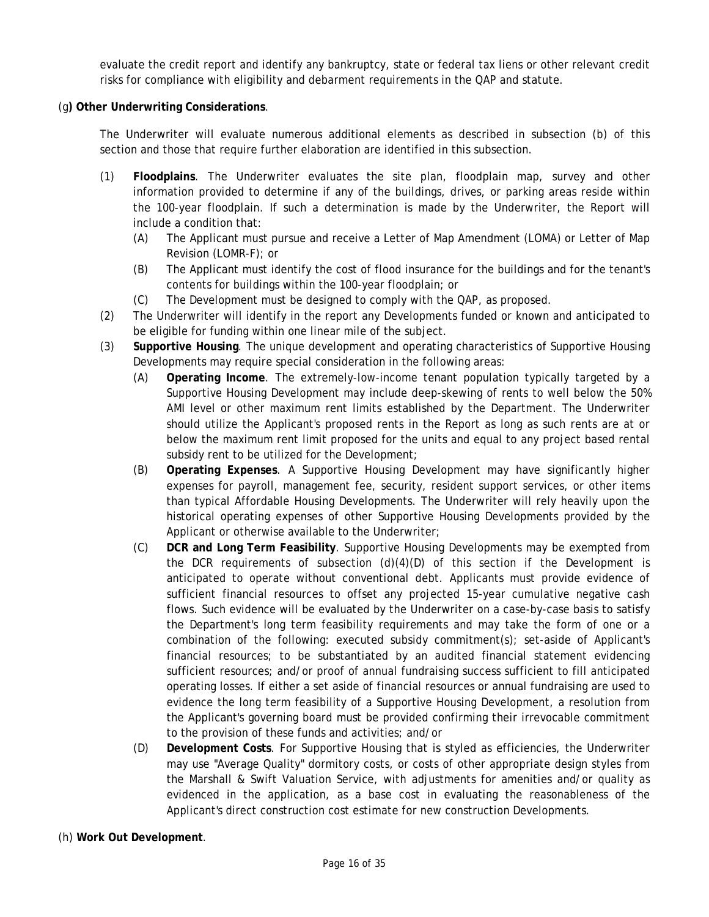evaluate the credit report and identify any bankruptcy, state or federal tax liens or other relevant credit risks for compliance with eligibility and debarment requirements in the QAP and statute.

(g**) Other Underwriting Considerations**.

The Underwriter will evaluate numerous additional elements as described in subsection (b) of this section and those that require further elaboration are identified in this subsection.

(1) **Floodplains**. The Underwriter evaluates the site plan, floodplain map, survey and other information provided to determine if any of the buildings, drives, or parking areas reside within the 100-year floodplain. If such a determination is made by the Underwriter, the Report will include a condition that:

   (A) The Applicant must pursue and receive a Letter of Map Amendment (LOMA) or Letter of Map Revision (LOMR-F); or

   (B) The Applicant must identify the cost of flood insurance for the buildings and for the tenant's contents for buildings within the 100-year floodplain; or

   (C) The Development must be designed to comply with the QAP, as proposed.

(2) The Underwriter will identify in the report any Developments funded or known and anticipated to be eligible for funding within one linear mile of the subject.

(3) **Supportive Housing**. The unique development and operating characteristics of Supportive Housing Developments may require special consideration in the following areas:

   (A) **Operating Income**. The extremely-low-income tenant population typically targeted by a Supportive Housing Development may include deep-skewing of rents to well below the 50% AMI level or other maximum rent limits established by the Department. The Underwriter should utilize the Applicant's proposed rents in the Report as long as such rents are at or below the maximum rent limit proposed for the units and equal to any project based rental subsidy rent to be utilized for the Development;

   (B) **Operating Expenses**. A Supportive Housing Development may have significantly higher expenses for payroll, management fee, security, resident support services, or other items than typical Affordable Housing Developments. The Underwriter will rely heavily upon the historical operating expenses of other Supportive Housing Developments provided by the Applicant or otherwise available to the Underwriter;

   (C) **DCR and Long Term Feasibility**. Supportive Housing Developments may be exempted from the DCR requirements of subsection (d)(4)(D) of this section if the Development is anticipated to operate without conventional debt. Applicants must provide evidence of sufficient financial resources to offset any projected 15-year cumulative negative cash flows. Such evidence will be evaluated by the Underwriter on a case-by-case basis to satisfy the Department's long term feasibility requirements and may take the form of one or a combination of the following: executed subsidy commitment(s); set-aside of Applicant's financial resources; to be substantiated by an audited financial statement evidencing sufficient resources; and/or proof of annual fundraising success sufficient to fill anticipated operating losses. If either a set aside of financial resources or annual fundraising are used to evidence the long term feasibility of a Supportive Housing Development, a resolution from the Applicant's governing board must be provided confirming their irrevocable commitment to the provision of these funds and activities; and/or

   (D) **Development Costs**. For Supportive Housing that is styled as efficiencies, the Underwriter may use "Average Quality" dormitory costs, or costs of other appropriate design styles from the Marshall & Swift Valuation Service, with adjustments for amenities and/or quality as evidenced in the application, as a base cost in evaluating the reasonableness of the Applicant's direct construction cost estimate for new construction Developments.

(h) **Work Out Development**.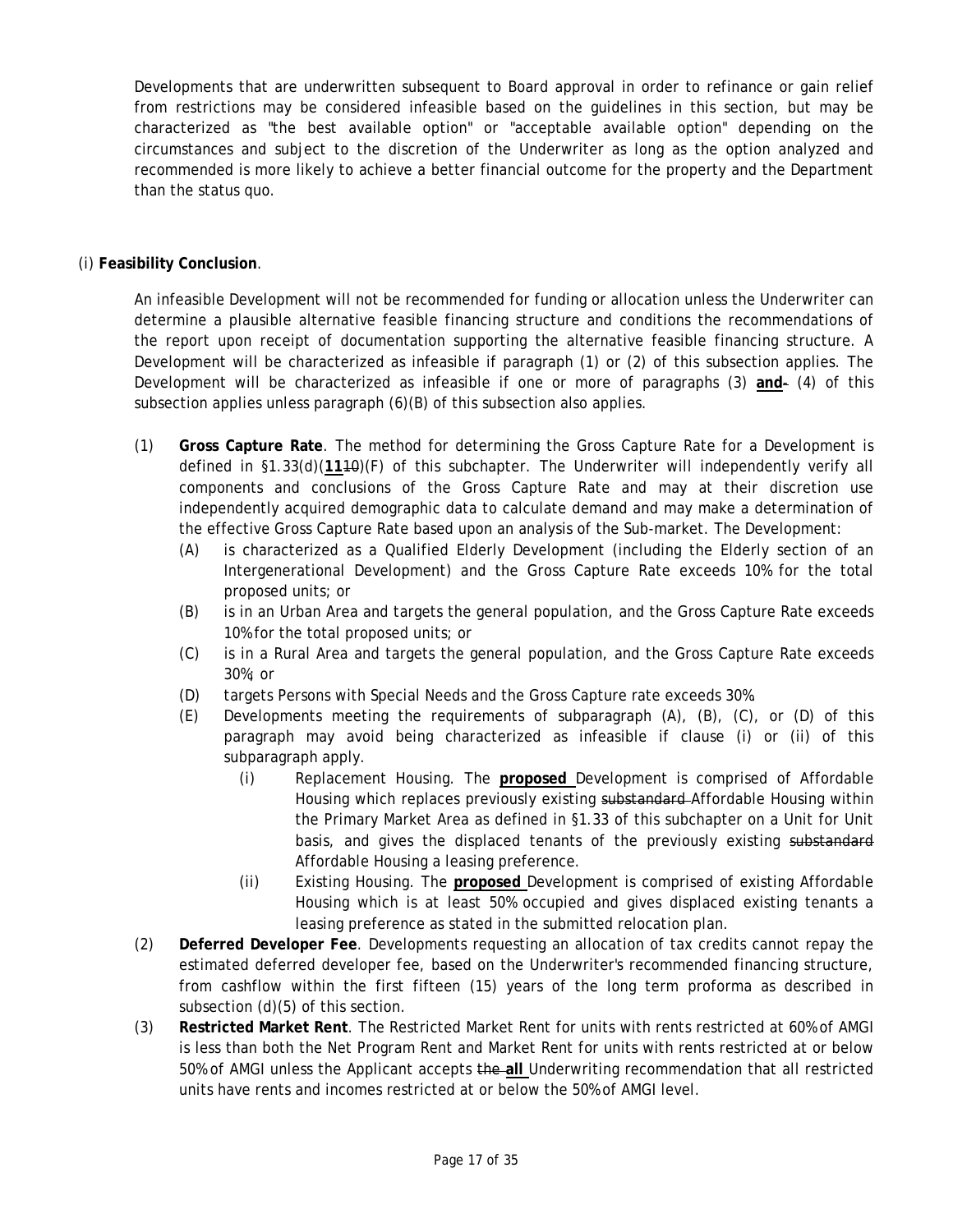Developments that are underwritten subsequent to Board approval in order to refinance or gain relief from restrictions may be considered infeasible based on the guidelines in this section, but may be characterized as "the best available option" or "acceptable available option" depending on the circumstances and subject to the discretion of the Underwriter as long as the option analyzed and recommended is more likely to achieve a better financial outcome for the property and the Department than the status quo.

(i) **Feasibility Conclusion**.

An infeasible Development will not be recommended for funding or allocation unless the Underwriter can determine a plausible alternative feasible financing structure and conditions the recommendations of the report upon receipt of documentation supporting the alternative feasible financing structure. A Development will be characterized as infeasible if paragraph (1) or (2) of this subsection applies. The Development will be characterized as infeasible if one or more of paragraphs (3) **and**~~-~~ (4) of this subsection applies unless paragraph (6)(B) of this subsection also applies.

(1) **Gross Capture Rate**. The method for determining the Gross Capture Rate for a Development is defined in §1.33(d)(**11**~~10~~)(F) of this subchapter. The Underwriter will independently verify all components and conclusions of the Gross Capture Rate and may at their discretion use independently acquired demographic data to calculate demand and may make a determination of the effective Gross Capture Rate based upon an analysis of the Sub-market. The Development:

- (A) is characterized as a Qualified Elderly Development (including the Elderly section of an Intergenerational Development) and the Gross Capture Rate exceeds 10% for the total proposed units; or
- (B) is in an Urban Area and targets the general population, and the Gross Capture Rate exceeds 10% for the total proposed units; or
- (C) is in a Rural Area and targets the general population, and the Gross Capture Rate exceeds 30%; or
- (D) targets Persons with Special Needs and the Gross Capture rate exceeds 30%.
- (E) Developments meeting the requirements of subparagraph (A), (B), (C), or (D) of this paragraph may avoid being characterized as infeasible if clause (i) or (ii) of this subparagraph apply.
  - (i) Replacement Housing. The **proposed** Development is comprised of Affordable Housing which replaces previously existing ~~substandard~~ Affordable Housing within the Primary Market Area as defined in §1.33 of this subchapter on a Unit for Unit basis, and gives the displaced tenants of the previously existing ~~substandard~~ Affordable Housing a leasing preference.
  - (ii) Existing Housing. The **proposed** Development is comprised of existing Affordable Housing which is at least 50% occupied and gives displaced existing tenants a leasing preference as stated in the submitted relocation plan.

(2) **Deferred Developer Fee**. Developments requesting an allocation of tax credits cannot repay the estimated deferred developer fee, based on the Underwriter's recommended financing structure, from cashflow within the first fifteen (15) years of the long term proforma as described in subsection (d)(5) of this section.

(3) **Restricted Market Rent**. The Restricted Market Rent for units with rents restricted at 60% of AMGI is less than both the Net Program Rent and Market Rent for units with rents restricted at or below 50% of AMGI unless the Applicant accepts ~~the~~ **all** Underwriting recommendation that all restricted units have rents and incomes restricted at or below the 50% of AMGI level.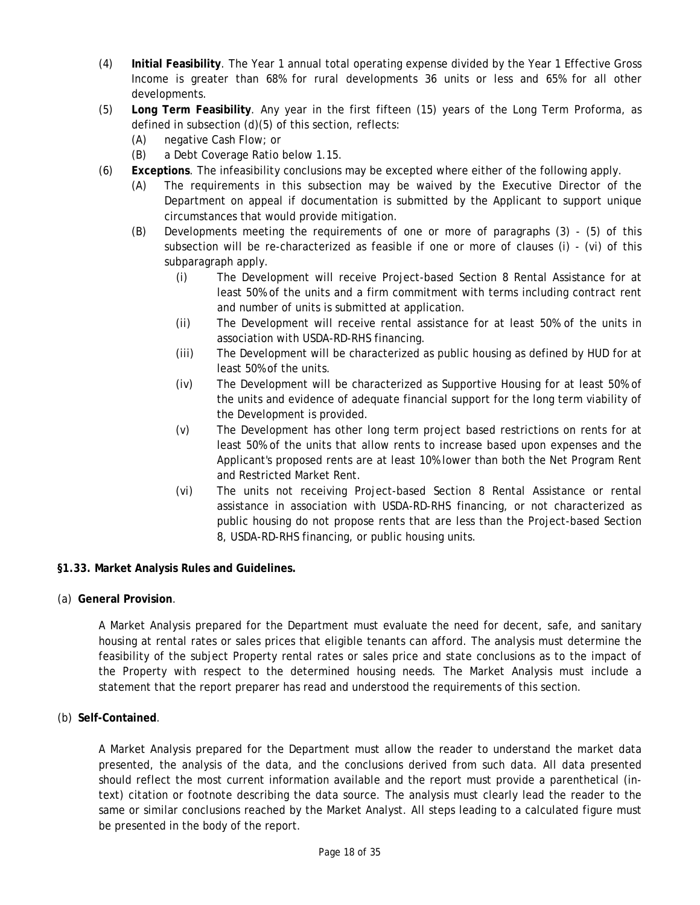(4) **Initial Feasibility**. The Year 1 annual total operating expense divided by the Year 1 Effective Gross Income is greater than 68% for rural developments 36 units or less and 65% for all other developments.

(5) **Long Term Feasibility**. Any year in the first fifteen (15) years of the Long Term Proforma, as defined in subsection (d)(5) of this section, reflects:

- (A) negative Cash Flow; or
- (B) a Debt Coverage Ratio below 1.15.

(6) **Exceptions**. The infeasibility conclusions may be excepted where either of the following apply.

- (A) The requirements in this subsection may be waived by the Executive Director of the Department on appeal if documentation is submitted by the Applicant to support unique circumstances that would provide mitigation.
- (B) Developments meeting the requirements of one or more of paragraphs (3) - (5) of this subsection will be re-characterized as feasible if one or more of clauses (i) - (vi) of this subparagraph apply.
  - (i) The Development will receive Project-based Section 8 Rental Assistance for at least 50% of the units and a firm commitment with terms including contract rent and number of units is submitted at application.
  - (ii) The Development will receive rental assistance for at least 50% of the units in association with USDA-RD-RHS financing.
  - (iii) The Development will be characterized as public housing as defined by HUD for at least 50% of the units.
  - (iv) The Development will be characterized as Supportive Housing for at least 50% of the units and evidence of adequate financial support for the long term viability of the Development is provided.
  - (v) The Development has other long term project based restrictions on rents for at least 50% of the units that allow rents to increase based upon expenses and the Applicant's proposed rents are at least 10% lower than both the Net Program Rent and Restricted Market Rent.
  - (vi) The units not receiving Project-based Section 8 Rental Assistance or rental assistance in association with USDA-RD-RHS financing, or not characterized as public housing do not propose rents that are less than the Project-based Section 8, USDA-RD-RHS financing, or public housing units.

**§1.33. Market Analysis Rules and Guidelines.**

(a) **General Provision**.

A Market Analysis prepared for the Department must evaluate the need for decent, safe, and sanitary housing at rental rates or sales prices that eligible tenants can afford. The analysis must determine the feasibility of the subject Property rental rates or sales price and state conclusions as to the impact of the Property with respect to the determined housing needs. The Market Analysis must include a statement that the report preparer has read and understood the requirements of this section.

(b) **Self-Contained**.

A Market Analysis prepared for the Department must allow the reader to understand the market data presented, the analysis of the data, and the conclusions derived from such data. All data presented should reflect the most current information available and the report must provide a parenthetical (in-text) citation or footnote describing the data source. The analysis must clearly lead the reader to the same or similar conclusions reached by the Market Analyst. All steps leading to a calculated figure must be presented in the body of the report.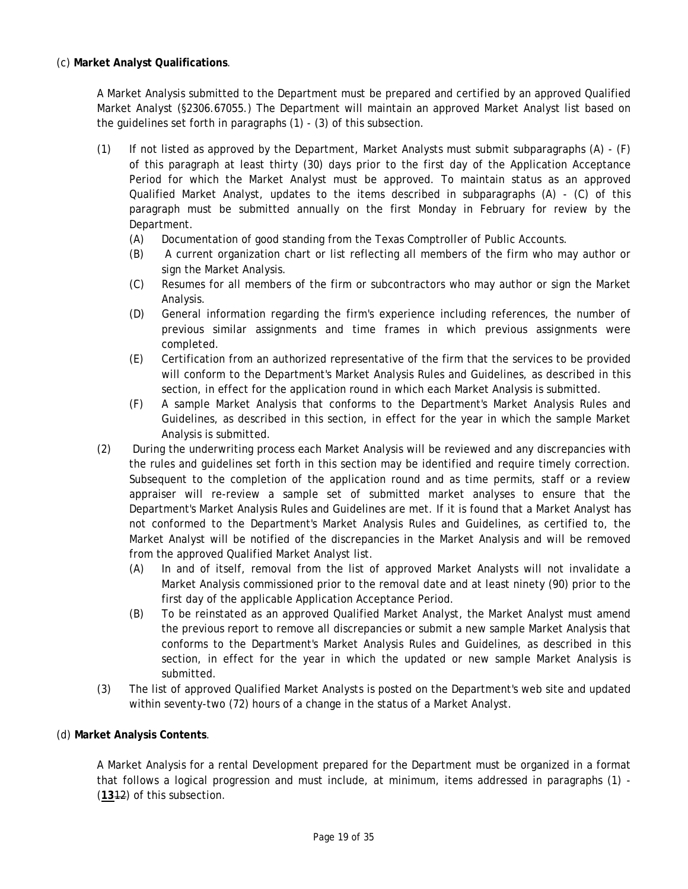(c) **Market Analyst Qualifications**.

A Market Analysis submitted to the Department must be prepared and certified by an approved Qualified Market Analyst (§2306.67055.) The Department will maintain an approved Market Analyst list based on the guidelines set forth in paragraphs (1) - (3) of this subsection.

(1) If not listed as approved by the Department, Market Analysts must submit subparagraphs (A) - (F) of this paragraph at least thirty (30) days prior to the first day of the Application Acceptance Period for which the Market Analyst must be approved. To maintain status as an approved Qualified Market Analyst, updates to the items described in subparagraphs (A) - (C) of this paragraph must be submitted annually on the first Monday in February for review by the Department.
   - (A) Documentation of good standing from the Texas Comptroller of Public Accounts.
   - (B) A current organization chart or list reflecting all members of the firm who may author or sign the Market Analysis.
   - (C) Resumes for all members of the firm or subcontractors who may author or sign the Market Analysis.
   - (D) General information regarding the firm's experience including references, the number of previous similar assignments and time frames in which previous assignments were completed.
   - (E) Certification from an authorized representative of the firm that the services to be provided will conform to the Department's Market Analysis Rules and Guidelines, as described in this section, in effect for the application round in which each Market Analysis is submitted.
   - (F) A sample Market Analysis that conforms to the Department's Market Analysis Rules and Guidelines, as described in this section, in effect for the year in which the sample Market Analysis is submitted.

(2) During the underwriting process each Market Analysis will be reviewed and any discrepancies with the rules and guidelines set forth in this section may be identified and require timely correction. Subsequent to the completion of the application round and as time permits, staff or a review appraiser will re-review a sample set of submitted market analyses to ensure that the Department's Market Analysis Rules and Guidelines are met. If it is found that a Market Analyst has not conformed to the Department's Market Analysis Rules and Guidelines, as certified to, the Market Analyst will be notified of the discrepancies in the Market Analysis and will be removed from the approved Qualified Market Analyst list.
   - (A) In and of itself, removal from the list of approved Market Analysts will not invalidate a Market Analysis commissioned prior to the removal date and at least ninety (90) prior to the first day of the applicable Application Acceptance Period.
   - (B) To be reinstated as an approved Qualified Market Analyst, the Market Analyst must amend the previous report to remove all discrepancies or submit a new sample Market Analysis that conforms to the Department's Market Analysis Rules and Guidelines, as described in this section, in effect for the year in which the updated or new sample Market Analysis is submitted.

(3) The list of approved Qualified Market Analysts is posted on the Department's web site and updated within seventy-two (72) hours of a change in the status of a Market Analyst.

(d) **Market Analysis Contents**.

A Market Analysis for a rental Development prepared for the Department must be organized in a format that follows a logical progression and must include, at minimum, items addressed in paragraphs (1) - (**13**~~12~~) of this subsection.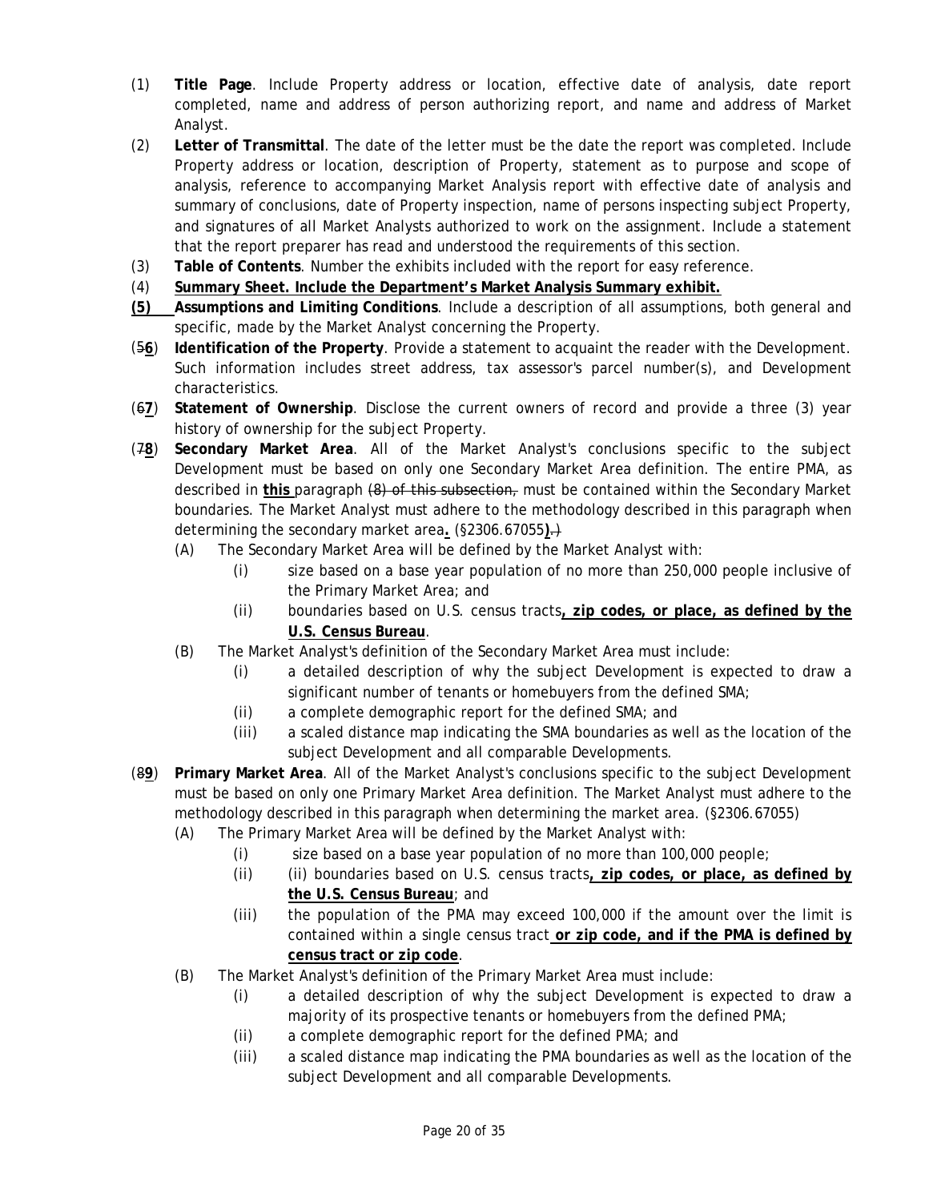(1) **Title Page**. Include Property address or location, effective date of analysis, date report completed, name and address of person authorizing report, and name and address of Market Analyst.

(2) **Letter of Transmittal**. The date of the letter must be the date the report was completed. Include Property address or location, description of Property, statement as to purpose and scope of analysis, reference to accompanying Market Analysis report with effective date of analysis and summary of conclusions, date of Property inspection, name of persons inspecting subject Property, and signatures of all Market Analysts authorized to work on the assignment. Include a statement that the report preparer has read and understood the requirements of this section.

(3) **Table of Contents**. Number the exhibits included with the report for easy reference.

(4) **Summary Sheet. Include the Department's Market Analysis Summary exhibit.**

**(5)** **Assumptions and Limiting Conditions**. Include a description of all assumptions, both general and specific, made by the Market Analyst concerning the Property.

(5**6**) **Identification of the Property**. Provide a statement to acquaint the reader with the Development. Such information includes street address, tax assessor's parcel number(s), and Development characteristics.

(6**7**) **Statement of Ownership**. Disclose the current owners of record and provide a three (3) year history of ownership for the subject Property.

(7**8**) **Secondary Market Area**. All of the Market Analyst's conclusions specific to the subject Development must be based on only one Secondary Market Area definition. The entire PMA, as described in **this** paragraph ~~(8) of this subsection,~~ must be contained within the Secondary Market boundaries. The Market Analyst must adhere to the methodology described in this paragraph when determining the secondary market area**.** (§2306.67055**)**~~.)~~

- (A) The Secondary Market Area will be defined by the Market Analyst with:
  - (i) size based on a base year population of no more than 250,000 people inclusive of the Primary Market Area; and
  - (ii) boundaries based on U.S. census tracts**, zip codes, or place, as defined by the U.S. Census Bureau**.
- (B) The Market Analyst's definition of the Secondary Market Area must include:
  - (i) a detailed description of why the subject Development is expected to draw a significant number of tenants or homebuyers from the defined SMA;
  - (ii) a complete demographic report for the defined SMA; and
  - (iii) a scaled distance map indicating the SMA boundaries as well as the location of the subject Development and all comparable Developments.

(8**9**) **Primary Market Area**. All of the Market Analyst's conclusions specific to the subject Development must be based on only one Primary Market Area definition. The Market Analyst must adhere to the methodology described in this paragraph when determining the market area. (§2306.67055)

- (A) The Primary Market Area will be defined by the Market Analyst with:
  - (i) size based on a base year population of no more than 100,000 people;
  - (ii) (ii) boundaries based on U.S. census tracts**, zip codes, or place, as defined by the U.S. Census Bureau**; and
  - (iii) the population of the PMA may exceed 100,000 if the amount over the limit is contained within a single census tract **or zip code, and if the PMA is defined by census tract or zip code**.
- (B) The Market Analyst's definition of the Primary Market Area must include:
  - (i) a detailed description of why the subject Development is expected to draw a majority of its prospective tenants or homebuyers from the defined PMA;
  - (ii) a complete demographic report for the defined PMA; and
  - (iii) a scaled distance map indicating the PMA boundaries as well as the location of the subject Development and all comparable Developments.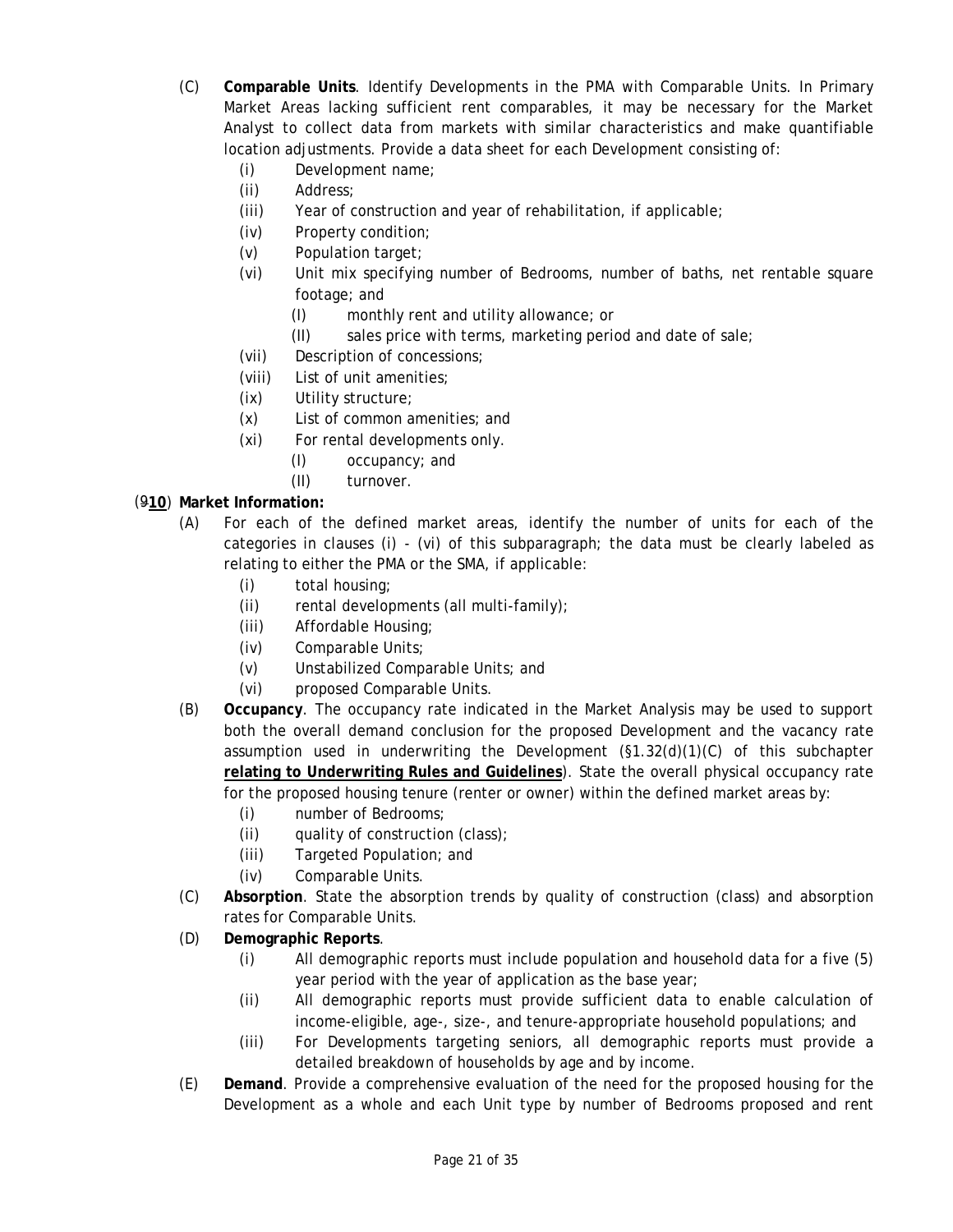(C) **Comparable Units**. Identify Developments in the PMA with Comparable Units. In Primary Market Areas lacking sufficient rent comparables, it may be necessary for the Market Analyst to collect data from markets with similar characteristics and make quantifiable location adjustments. Provide a data sheet for each Development consisting of:

- (i) Development name;
- (ii) Address;
- (iii) Year of construction and year of rehabilitation, if applicable;
- (iv) Property condition;
- (v) Population target;
- (vi) Unit mix specifying number of Bedrooms, number of baths, net rentable square footage; and
  - (I) monthly rent and utility allowance; or
  - (II) sales price with terms, marketing period and date of sale;
- (vii) Description of concessions;
- (viii) List of unit amenities;
- (ix) Utility structure;
- (x) List of common amenities; and
- (xi) For rental developments only.
  - (I) occupancy; and
  - (II) turnover.

(~~9~~**10**) **Market Information:**

(A) For each of the defined market areas, identify the number of units for each of the categories in clauses (i) - (vi) of this subparagraph; the data must be clearly labeled as relating to either the PMA or the SMA, if applicable:

- (i) total housing;
- (ii) rental developments (all multi-family);
- (iii) Affordable Housing;
- (iv) Comparable Units;
- (v) Unstabilized Comparable Units; and
- (vi) proposed Comparable Units.

(B) **Occupancy**. The occupancy rate indicated in the Market Analysis may be used to support both the overall demand conclusion for the proposed Development and the vacancy rate assumption used in underwriting the Development (§1.32(d)(1)(C) of this subchapter **relating to Underwriting Rules and Guidelines**). State the overall physical occupancy rate for the proposed housing tenure (renter or owner) within the defined market areas by:

- (i) number of Bedrooms;
- (ii) quality of construction (class);
- (iii) Targeted Population; and
- (iv) Comparable Units.

(C) **Absorption**. State the absorption trends by quality of construction (class) and absorption rates for Comparable Units.

(D) **Demographic Reports**.

- (i) All demographic reports must include population and household data for a five (5) year period with the year of application as the base year;
- (ii) All demographic reports must provide sufficient data to enable calculation of income-eligible, age-, size-, and tenure-appropriate household populations; and
- (iii) For Developments targeting seniors, all demographic reports must provide a detailed breakdown of households by age and by income.

(E) **Demand**. Provide a comprehensive evaluation of the need for the proposed housing for the Development as a whole and each Unit type by number of Bedrooms proposed and rent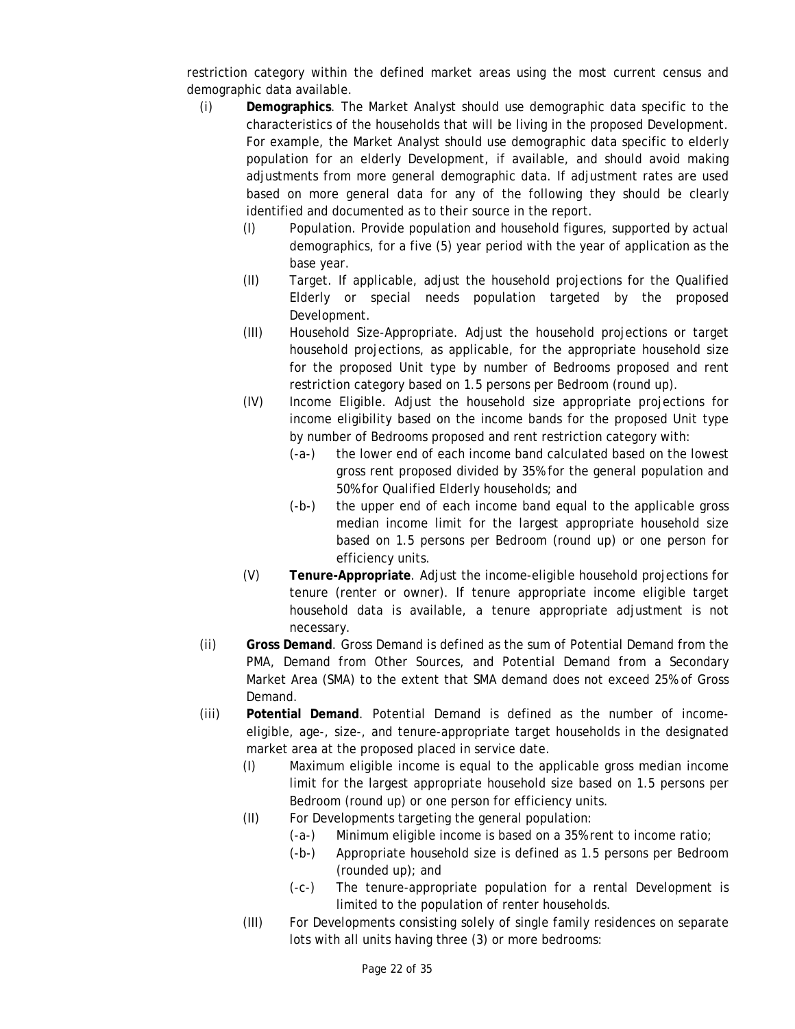restriction category within the defined market areas using the most current census and demographic data available.

- (i) **Demographics**. The Market Analyst should use demographic data specific to the characteristics of the households that will be living in the proposed Development. For example, the Market Analyst should use demographic data specific to elderly population for an elderly Development, if available, and should avoid making adjustments from more general demographic data. If adjustment rates are used based on more general data for any of the following they should be clearly identified and documented as to their source in the report.
  - (I) Population. Provide population and household figures, supported by actual demographics, for a five (5) year period with the year of application as the base year.
  - (II) Target. If applicable, adjust the household projections for the Qualified Elderly or special needs population targeted by the proposed Development.
  - (III) Household Size-Appropriate. Adjust the household projections or target household projections, as applicable, for the appropriate household size for the proposed Unit type by number of Bedrooms proposed and rent restriction category based on 1.5 persons per Bedroom (round up).
  - (IV) Income Eligible. Adjust the household size appropriate projections for income eligibility based on the income bands for the proposed Unit type by number of Bedrooms proposed and rent restriction category with:
    - (-a-) the lower end of each income band calculated based on the lowest gross rent proposed divided by 35% for the general population and 50% for Qualified Elderly households; and
    - (-b-) the upper end of each income band equal to the applicable gross median income limit for the largest appropriate household size based on 1.5 persons per Bedroom (round up) or one person for efficiency units.
  - (V) **Tenure-Appropriate**. Adjust the income-eligible household projections for tenure (renter or owner). If tenure appropriate income eligible target household data is available, a tenure appropriate adjustment is not necessary.
- (ii) **Gross Demand**. Gross Demand is defined as the sum of Potential Demand from the PMA, Demand from Other Sources, and Potential Demand from a Secondary Market Area (SMA) to the extent that SMA demand does not exceed 25% of Gross Demand.
- (iii) **Potential Demand**. Potential Demand is defined as the number of income-eligible, age-, size-, and tenure-appropriate target households in the designated market area at the proposed placed in service date.
  - (I) Maximum eligible income is equal to the applicable gross median income limit for the largest appropriate household size based on 1.5 persons per Bedroom (round up) or one person for efficiency units.
  - (II) For Developments targeting the general population:
    - (-a-) Minimum eligible income is based on a 35% rent to income ratio;
    - (-b-) Appropriate household size is defined as 1.5 persons per Bedroom (rounded up); and
    - (-c-) The tenure-appropriate population for a rental Development is limited to the population of renter households.
  - (III) For Developments consisting solely of single family residences on separate lots with all units having three (3) or more bedrooms: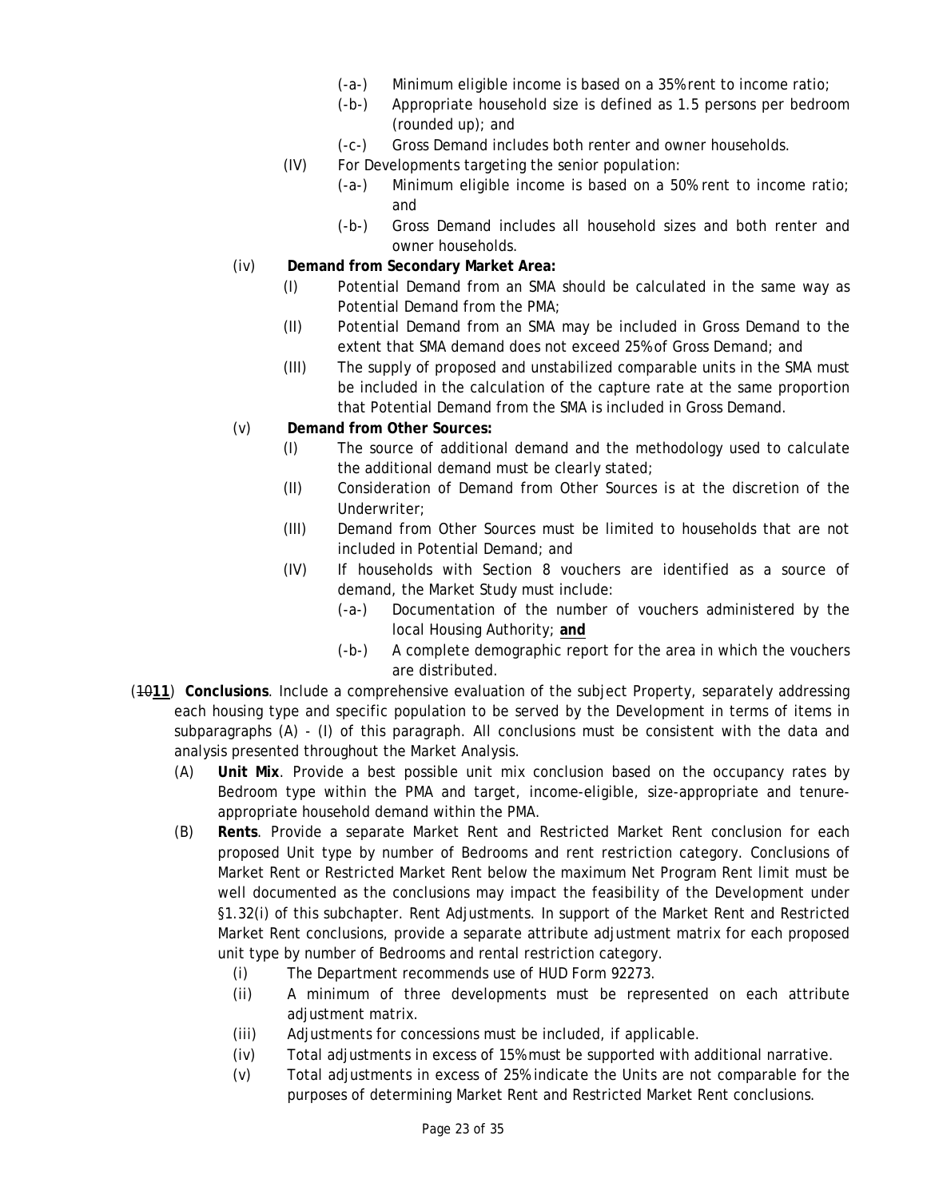(-a-) Minimum eligible income is based on a 35% rent to income ratio;

(-b-) Appropriate household size is defined as 1.5 persons per bedroom (rounded up); and

(-c-) Gross Demand includes both renter and owner households.

(IV) For Developments targeting the senior population:

(-a-) Minimum eligible income is based on a 50% rent to income ratio; and

(-b-) Gross Demand includes all household sizes and both renter and owner households.

(iv) **Demand from Secondary Market Area:**

(I) Potential Demand from an SMA should be calculated in the same way as Potential Demand from the PMA;

(II) Potential Demand from an SMA may be included in Gross Demand to the extent that SMA demand does not exceed 25% of Gross Demand; and

(III) The supply of proposed and unstabilized comparable units in the SMA must be included in the calculation of the capture rate at the same proportion that Potential Demand from the SMA is included in Gross Demand.

(v) **Demand from Other Sources:**

(I) The source of additional demand and the methodology used to calculate the additional demand must be clearly stated;

(II) Consideration of Demand from Other Sources is at the discretion of the Underwriter;

(III) Demand from Other Sources must be limited to households that are not included in Potential Demand; and

(IV) If households with Section 8 vouchers are identified as a source of demand, the Market Study must include:

(-a-) Documentation of the number of vouchers administered by the local Housing Authority; **and**

(-b-) A complete demographic report for the area in which the vouchers are distributed.

(~~10~~**11**) **Conclusions**. Include a comprehensive evaluation of the subject Property, separately addressing each housing type and specific population to be served by the Development in terms of items in subparagraphs (A) - (I) of this paragraph. All conclusions must be consistent with the data and analysis presented throughout the Market Analysis.

(A) **Unit Mix**. Provide a best possible unit mix conclusion based on the occupancy rates by Bedroom type within the PMA and target, income-eligible, size-appropriate and tenure-appropriate household demand within the PMA.

(B) **Rents**. Provide a separate Market Rent and Restricted Market Rent conclusion for each proposed Unit type by number of Bedrooms and rent restriction category. Conclusions of Market Rent or Restricted Market Rent below the maximum Net Program Rent limit must be well documented as the conclusions may impact the feasibility of the Development under §1.32(i) of this subchapter. Rent Adjustments. In support of the Market Rent and Restricted Market Rent conclusions, provide a separate attribute adjustment matrix for each proposed unit type by number of Bedrooms and rental restriction category.

(i) The Department recommends use of HUD Form 92273.

(ii) A minimum of three developments must be represented on each attribute adjustment matrix.

(iii) Adjustments for concessions must be included, if applicable.

(iv) Total adjustments in excess of 15% must be supported with additional narrative.

(v) Total adjustments in excess of 25% indicate the Units are not comparable for the purposes of determining Market Rent and Restricted Market Rent conclusions.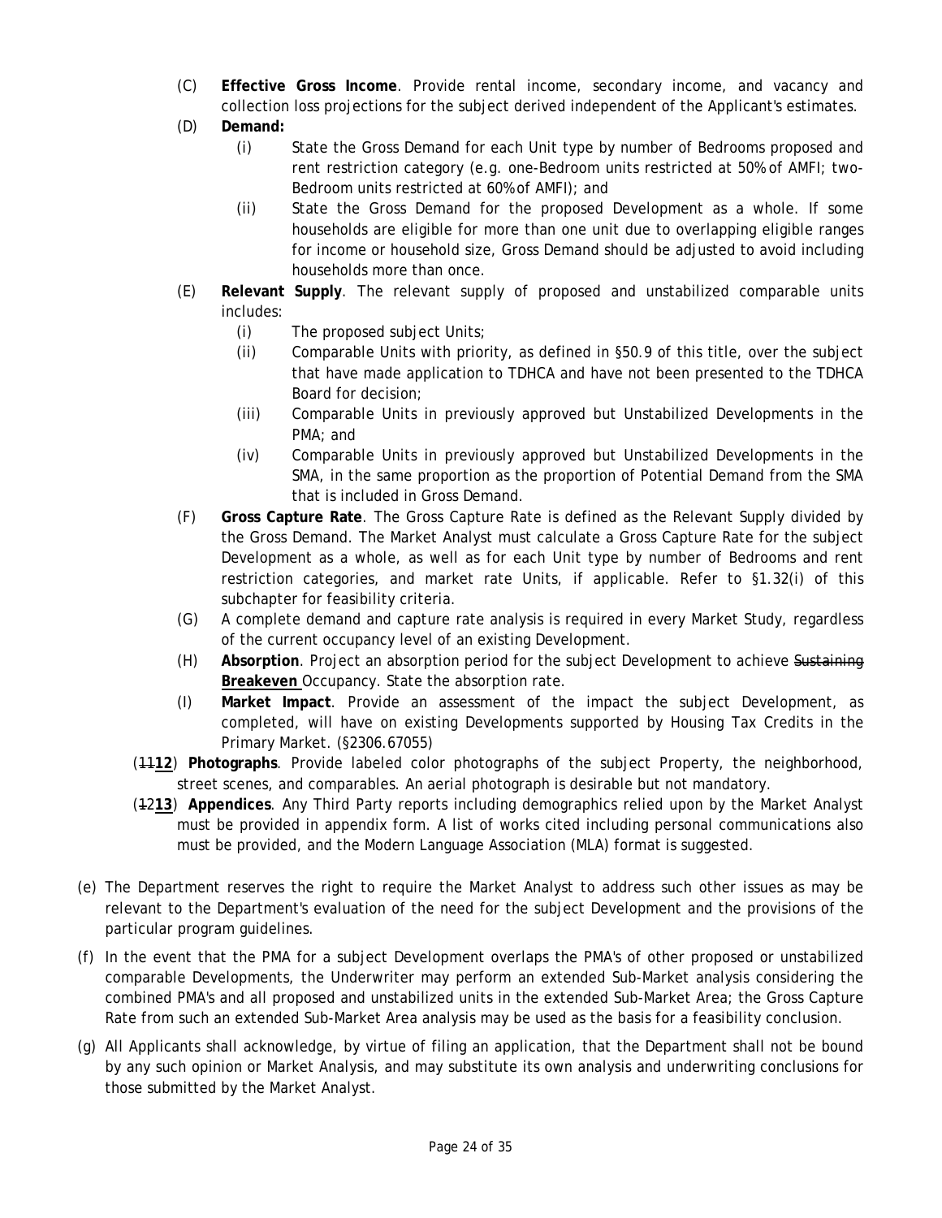(C) **Effective Gross Income**. Provide rental income, secondary income, and vacancy and collection loss projections for the subject derived independent of the Applicant's estimates.

(D) **Demand:**

(i) State the Gross Demand for each Unit type by number of Bedrooms proposed and rent restriction category (e.g. one-Bedroom units restricted at 50% of AMFI; two-Bedroom units restricted at 60% of AMFI); and

(ii) State the Gross Demand for the proposed Development as a whole. If some households are eligible for more than one unit due to overlapping eligible ranges for income or household size, Gross Demand should be adjusted to avoid including households more than once.

(E) **Relevant Supply**. The relevant supply of proposed and unstabilized comparable units includes:

(i) The proposed subject Units;

(ii) Comparable Units with priority, as defined in §50.9 of this title, over the subject that have made application to TDHCA and have not been presented to the TDHCA Board for decision;

(iii) Comparable Units in previously approved but Unstabilized Developments in the PMA; and

(iv) Comparable Units in previously approved but Unstabilized Developments in the SMA, in the same proportion as the proportion of Potential Demand from the SMA that is included in Gross Demand.

(F) **Gross Capture Rate**. The Gross Capture Rate is defined as the Relevant Supply divided by the Gross Demand. The Market Analyst must calculate a Gross Capture Rate for the subject Development as a whole, as well as for each Unit type by number of Bedrooms and rent restriction categories, and market rate Units, if applicable. Refer to §1.32(i) of this subchapter for feasibility criteria.

(G) A complete demand and capture rate analysis is required in every Market Study, regardless of the current occupancy level of an existing Development.

(H) **Absorption**. Project an absorption period for the subject Development to achieve ~~Sustaining~~ **Breakeven** Occupancy. State the absorption rate.

(I) **Market Impact**. Provide an assessment of the impact the subject Development, as completed, will have on existing Developments supported by Housing Tax Credits in the Primary Market. (§2306.67055)

(~~11~~**12**) **Photographs**. Provide labeled color photographs of the subject Property, the neighborhood, street scenes, and comparables. An aerial photograph is desirable but not mandatory.

(~~12~~**13**) **Appendices**. Any Third Party reports including demographics relied upon by the Market Analyst must be provided in appendix form. A list of works cited including personal communications also must be provided, and the Modern Language Association (MLA) format is suggested.

(e) The Department reserves the right to require the Market Analyst to address such other issues as may be relevant to the Department's evaluation of the need for the subject Development and the provisions of the particular program guidelines.

(f) In the event that the PMA for a subject Development overlaps the PMA's of other proposed or unstabilized comparable Developments, the Underwriter may perform an extended Sub-Market analysis considering the combined PMA's and all proposed and unstabilized units in the extended Sub-Market Area; the Gross Capture Rate from such an extended Sub-Market Area analysis may be used as the basis for a feasibility conclusion.

(g) All Applicants shall acknowledge, by virtue of filing an application, that the Department shall not be bound by any such opinion or Market Analysis, and may substitute its own analysis and underwriting conclusions for those submitted by the Market Analyst.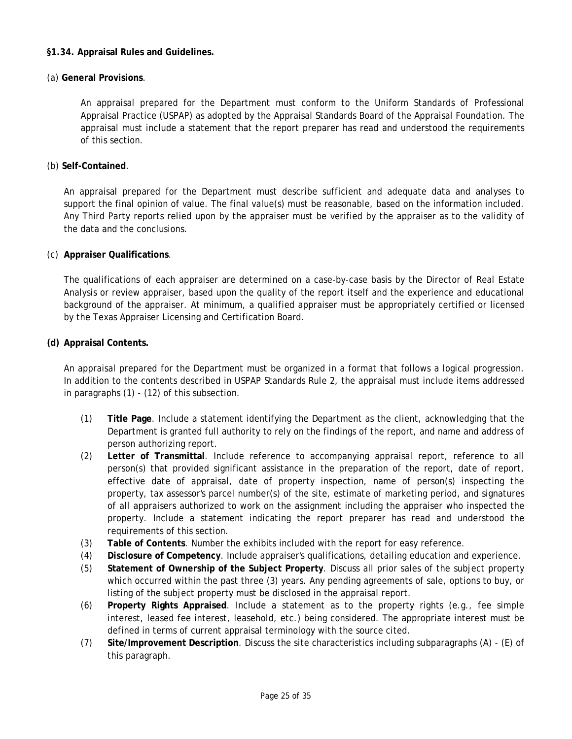**§1.34. Appraisal Rules and Guidelines.**

(a) **General Provisions**.

An appraisal prepared for the Department must conform to the Uniform Standards of Professional Appraisal Practice (USPAP) as adopted by the Appraisal Standards Board of the Appraisal Foundation. The appraisal must include a statement that the report preparer has read and understood the requirements of this section.

(b) **Self-Contained**.

An appraisal prepared for the Department must describe sufficient and adequate data and analyses to support the final opinion of value. The final value(s) must be reasonable, based on the information included. Any Third Party reports relied upon by the appraiser must be verified by the appraiser as to the validity of the data and the conclusions.

(c) **Appraiser Qualifications**.

The qualifications of each appraiser are determined on a case-by-case basis by the Director of Real Estate Analysis or review appraiser, based upon the quality of the report itself and the experience and educational background of the appraiser. At minimum, a qualified appraiser must be appropriately certified or licensed by the Texas Appraiser Licensing and Certification Board.

**(d) Appraisal Contents.**

An appraisal prepared for the Department must be organized in a format that follows a logical progression. In addition to the contents described in USPAP Standards Rule 2, the appraisal must include items addressed in paragraphs (1) - (12) of this subsection.

(1) **Title Page**. Include a statement identifying the Department as the client, acknowledging that the Department is granted full authority to rely on the findings of the report, and name and address of person authorizing report.

(2) **Letter of Transmittal**. Include reference to accompanying appraisal report, reference to all person(s) that provided significant assistance in the preparation of the report, date of report, effective date of appraisal, date of property inspection, name of person(s) inspecting the property, tax assessor's parcel number(s) of the site, estimate of marketing period, and signatures of all appraisers authorized to work on the assignment including the appraiser who inspected the property. Include a statement indicating the report preparer has read and understood the requirements of this section.

(3) **Table of Contents**. Number the exhibits included with the report for easy reference.

(4) **Disclosure of Competency**. Include appraiser's qualifications, detailing education and experience.

(5) **Statement of Ownership of the Subject Property**. Discuss all prior sales of the subject property which occurred within the past three (3) years. Any pending agreements of sale, options to buy, or listing of the subject property must be disclosed in the appraisal report.

(6) **Property Rights Appraised**. Include a statement as to the property rights (e.g., fee simple interest, leased fee interest, leasehold, etc.) being considered. The appropriate interest must be defined in terms of current appraisal terminology with the source cited.

(7) **Site/Improvement Description**. Discuss the site characteristics including subparagraphs (A) - (E) of this paragraph.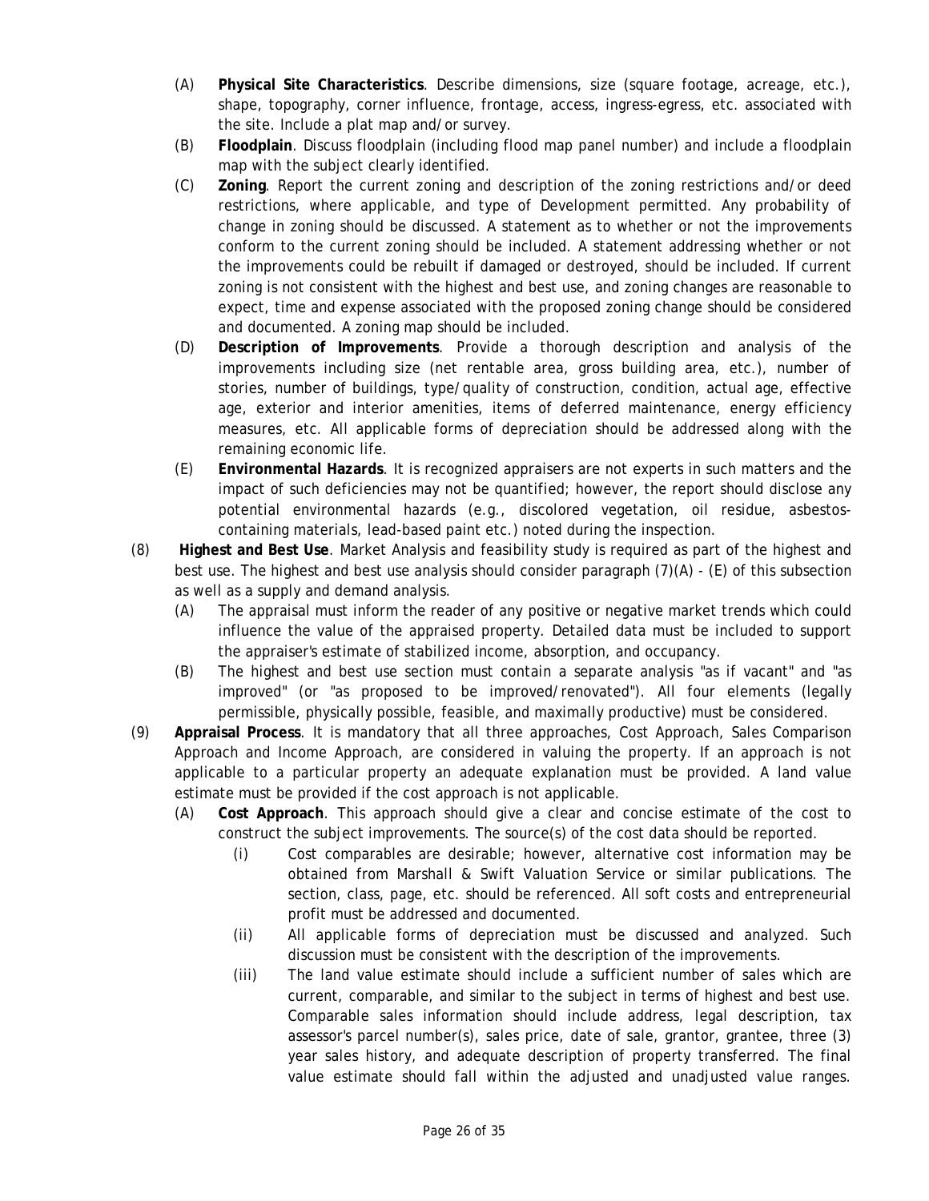(A) **Physical Site Characteristics**. Describe dimensions, size (square footage, acreage, etc.), shape, topography, corner influence, frontage, access, ingress-egress, etc. associated with the site. Include a plat map and/or survey.

(B) **Floodplain**. Discuss floodplain (including flood map panel number) and include a floodplain map with the subject clearly identified.

(C) **Zoning**. Report the current zoning and description of the zoning restrictions and/or deed restrictions, where applicable, and type of Development permitted. Any probability of change in zoning should be discussed. A statement as to whether or not the improvements conform to the current zoning should be included. A statement addressing whether or not the improvements could be rebuilt if damaged or destroyed, should be included. If current zoning is not consistent with the highest and best use, and zoning changes are reasonable to expect, time and expense associated with the proposed zoning change should be considered and documented. A zoning map should be included.

(D) **Description of Improvements**. Provide a thorough description and analysis of the improvements including size (net rentable area, gross building area, etc.), number of stories, number of buildings, type/quality of construction, condition, actual age, effective age, exterior and interior amenities, items of deferred maintenance, energy efficiency measures, etc. All applicable forms of depreciation should be addressed along with the remaining economic life.

(E) **Environmental Hazards**. It is recognized appraisers are not experts in such matters and the impact of such deficiencies may not be quantified; however, the report should disclose any potential environmental hazards (e.g., discolored vegetation, oil residue, asbestos-containing materials, lead-based paint etc.) noted during the inspection.

(8) **Highest and Best Use**. Market Analysis and feasibility study is required as part of the highest and best use. The highest and best use analysis should consider paragraph (7)(A) - (E) of this subsection as well as a supply and demand analysis.

(A) The appraisal must inform the reader of any positive or negative market trends which could influence the value of the appraised property. Detailed data must be included to support the appraiser's estimate of stabilized income, absorption, and occupancy.

(B) The highest and best use section must contain a separate analysis "as if vacant" and "as improved" (or "as proposed to be improved/renovated"). All four elements (legally permissible, physically possible, feasible, and maximally productive) must be considered.

(9) **Appraisal Process**. It is mandatory that all three approaches, Cost Approach, Sales Comparison Approach and Income Approach, are considered in valuing the property. If an approach is not applicable to a particular property an adequate explanation must be provided. A land value estimate must be provided if the cost approach is not applicable.

(A) **Cost Approach**. This approach should give a clear and concise estimate of the cost to construct the subject improvements. The source(s) of the cost data should be reported.

(i) Cost comparables are desirable; however, alternative cost information may be obtained from Marshall & Swift Valuation Service or similar publications. The section, class, page, etc. should be referenced. All soft costs and entrepreneurial profit must be addressed and documented.

(ii) All applicable forms of depreciation must be discussed and analyzed. Such discussion must be consistent with the description of the improvements.

(iii) The land value estimate should include a sufficient number of sales which are current, comparable, and similar to the subject in terms of highest and best use. Comparable sales information should include address, legal description, tax assessor's parcel number(s), sales price, date of sale, grantor, grantee, three (3) year sales history, and adequate description of property transferred. The final value estimate should fall within the adjusted and unadjusted value ranges.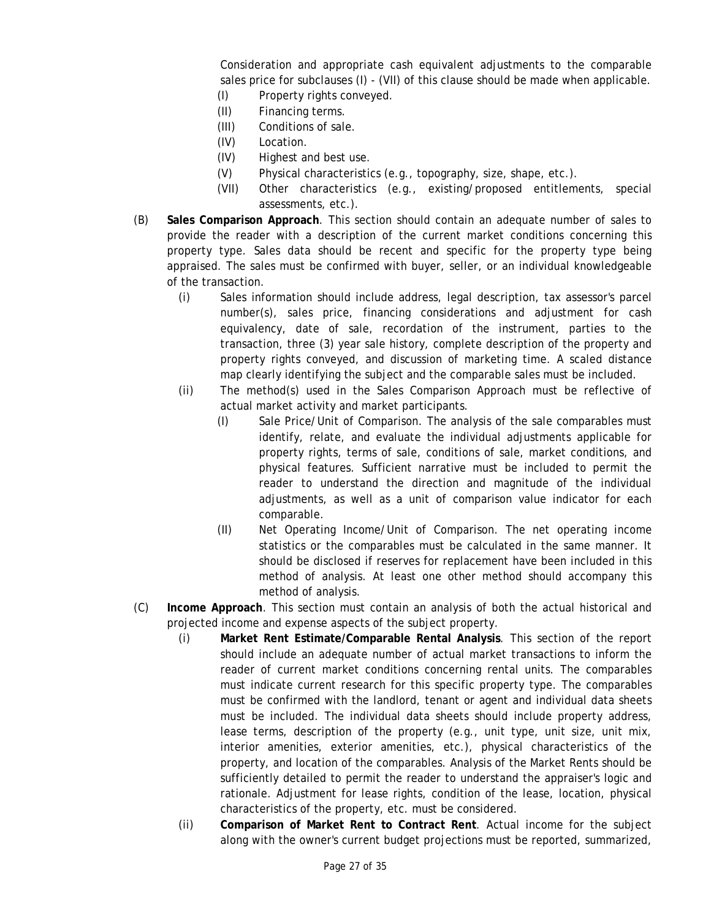Consideration and appropriate cash equivalent adjustments to the comparable sales price for subclauses (I) - (VII) of this clause should be made when applicable.

- (I) Property rights conveyed.
- (II) Financing terms.
- (III) Conditions of sale.
- (IV) Location.
- (IV) Highest and best use.
- (V) Physical characteristics (e.g., topography, size, shape, etc.).
- (VII) Other characteristics (e.g., existing/proposed entitlements, special assessments, etc.).

(B) **Sales Comparison Approach**. This section should contain an adequate number of sales to provide the reader with a description of the current market conditions concerning this property type. Sales data should be recent and specific for the property type being appraised. The sales must be confirmed with buyer, seller, or an individual knowledgeable of the transaction.

- (i) Sales information should include address, legal description, tax assessor's parcel number(s), sales price, financing considerations and adjustment for cash equivalency, date of sale, recordation of the instrument, parties to the transaction, three (3) year sale history, complete description of the property and property rights conveyed, and discussion of marketing time. A scaled distance map clearly identifying the subject and the comparable sales must be included.
- (ii) The method(s) used in the Sales Comparison Approach must be reflective of actual market activity and market participants.
  - (I) Sale Price/Unit of Comparison. The analysis of the sale comparables must identify, relate, and evaluate the individual adjustments applicable for property rights, terms of sale, conditions of sale, market conditions, and physical features. Sufficient narrative must be included to permit the reader to understand the direction and magnitude of the individual adjustments, as well as a unit of comparison value indicator for each comparable.
  - (II) Net Operating Income/Unit of Comparison. The net operating income statistics or the comparables must be calculated in the same manner. It should be disclosed if reserves for replacement have been included in this method of analysis. At least one other method should accompany this method of analysis.

(C) **Income Approach**. This section must contain an analysis of both the actual historical and projected income and expense aspects of the subject property.

- (i) **Market Rent Estimate/Comparable Rental Analysis**. This section of the report should include an adequate number of actual market transactions to inform the reader of current market conditions concerning rental units. The comparables must indicate current research for this specific property type. The comparables must be confirmed with the landlord, tenant or agent and individual data sheets must be included. The individual data sheets should include property address, lease terms, description of the property (e.g., unit type, unit size, unit mix, interior amenities, exterior amenities, etc.), physical characteristics of the property, and location of the comparables. Analysis of the Market Rents should be sufficiently detailed to permit the reader to understand the appraiser's logic and rationale. Adjustment for lease rights, condition of the lease, location, physical characteristics of the property, etc. must be considered.
- (ii) **Comparison of Market Rent to Contract Rent**. Actual income for the subject along with the owner's current budget projections must be reported, summarized,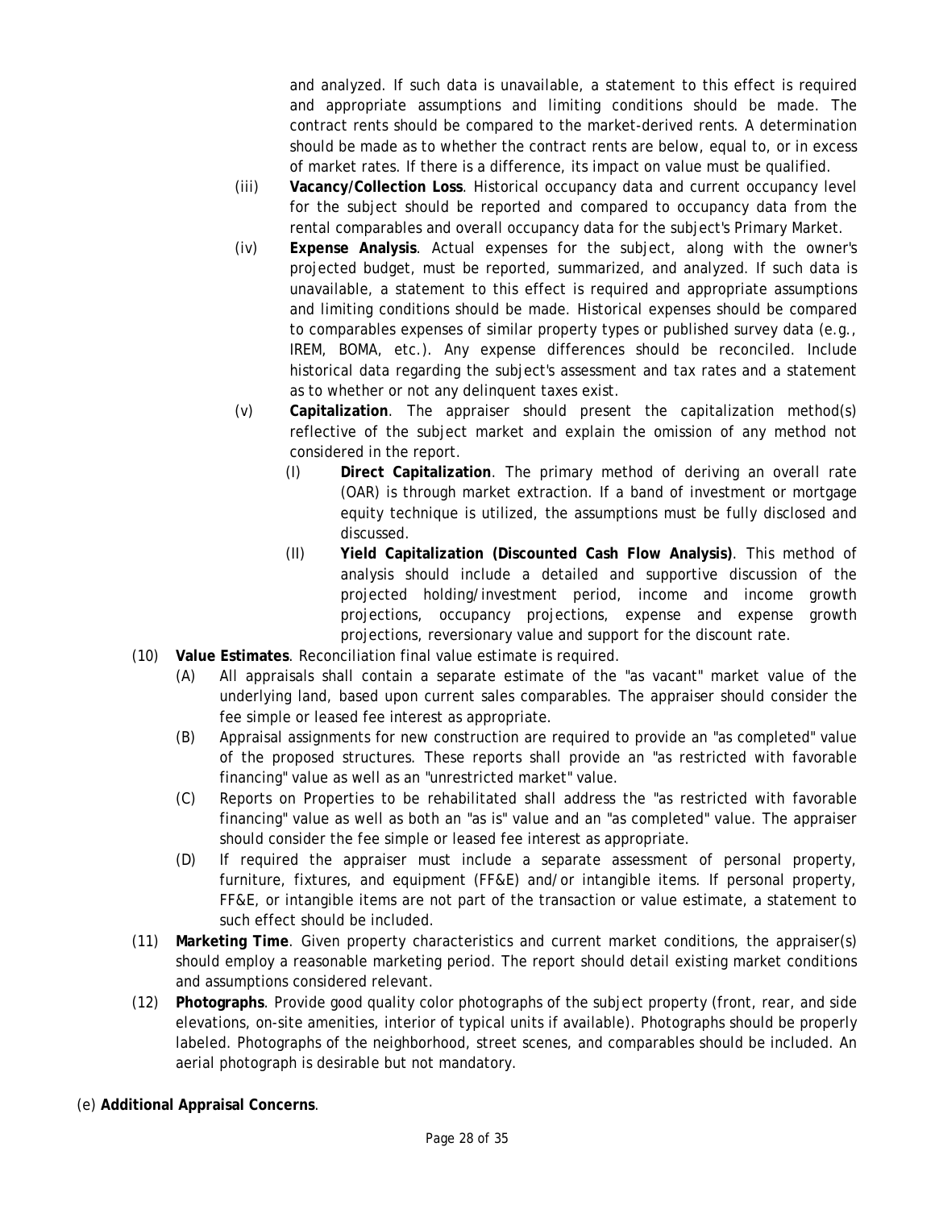and analyzed. If such data is unavailable, a statement to this effect is required and appropriate assumptions and limiting conditions should be made. The contract rents should be compared to the market-derived rents. A determination should be made as to whether the contract rents are below, equal to, or in excess of market rates. If there is a difference, its impact on value must be qualified.

- (iii) **Vacancy/Collection Loss**. Historical occupancy data and current occupancy level for the subject should be reported and compared to occupancy data from the rental comparables and overall occupancy data for the subject's Primary Market.
- (iv) **Expense Analysis**. Actual expenses for the subject, along with the owner's projected budget, must be reported, summarized, and analyzed. If such data is unavailable, a statement to this effect is required and appropriate assumptions and limiting conditions should be made. Historical expenses should be compared to comparables expenses of similar property types or published survey data (e.g., IREM, BOMA, etc.). Any expense differences should be reconciled. Include historical data regarding the subject's assessment and tax rates and a statement as to whether or not any delinquent taxes exist.
- (v) **Capitalization**. The appraiser should present the capitalization method(s) reflective of the subject market and explain the omission of any method not considered in the report.
  - (I) **Direct Capitalization**. The primary method of deriving an overall rate (OAR) is through market extraction. If a band of investment or mortgage equity technique is utilized, the assumptions must be fully disclosed and discussed.
  - (II) **Yield Capitalization (Discounted Cash Flow Analysis)**. This method of analysis should include a detailed and supportive discussion of the projected holding/investment period, income and income growth projections, occupancy projections, expense and expense growth projections, reversionary value and support for the discount rate.

(10) **Value Estimates**. Reconciliation final value estimate is required.

- (A) All appraisals shall contain a separate estimate of the "as vacant" market value of the underlying land, based upon current sales comparables. The appraiser should consider the fee simple or leased fee interest as appropriate.
- (B) Appraisal assignments for new construction are required to provide an "as completed" value of the proposed structures. These reports shall provide an "as restricted with favorable financing" value as well as an "unrestricted market" value.
- (C) Reports on Properties to be rehabilitated shall address the "as restricted with favorable financing" value as well as both an "as is" value and an "as completed" value. The appraiser should consider the fee simple or leased fee interest as appropriate.
- (D) If required the appraiser must include a separate assessment of personal property, furniture, fixtures, and equipment (FF&E) and/or intangible items. If personal property, FF&E, or intangible items are not part of the transaction or value estimate, a statement to such effect should be included.

(11) **Marketing Time**. Given property characteristics and current market conditions, the appraiser(s) should employ a reasonable marketing period. The report should detail existing market conditions and assumptions considered relevant.

(12) **Photographs**. Provide good quality color photographs of the subject property (front, rear, and side elevations, on-site amenities, interior of typical units if available). Photographs should be properly labeled. Photographs of the neighborhood, street scenes, and comparables should be included. An aerial photograph is desirable but not mandatory.

(e) **Additional Appraisal Concerns**.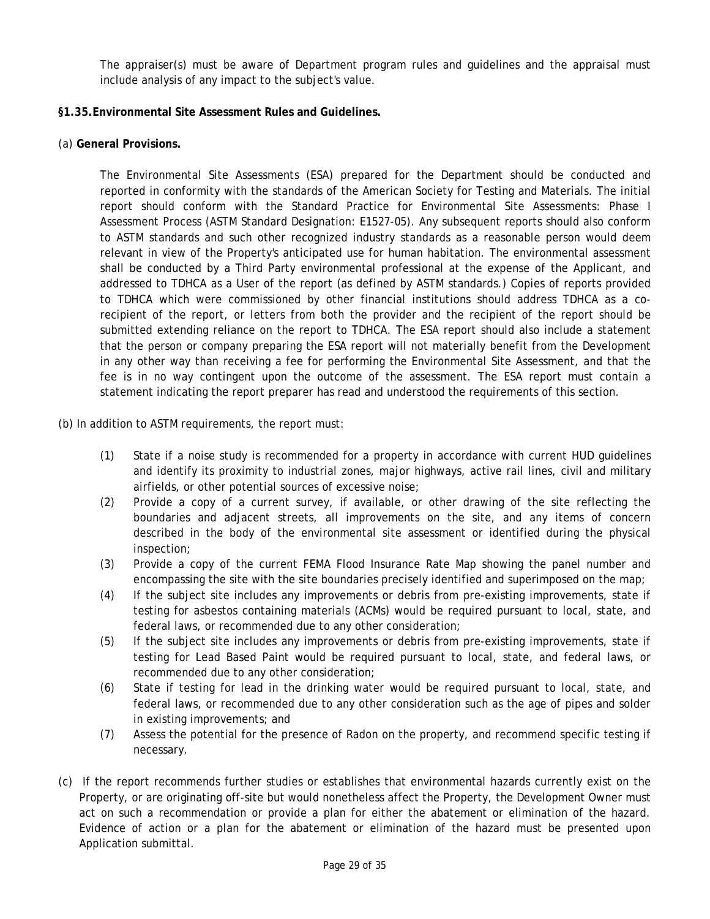The appraiser(s) must be aware of Department program rules and guidelines and the appraisal must include analysis of any impact to the subject's value.

**§1.35. Environmental Site Assessment Rules and Guidelines.**

(a) **General Provisions.**

The Environmental Site Assessments (ESA) prepared for the Department should be conducted and reported in conformity with the standards of the American Society for Testing and Materials. The initial report should conform with the Standard Practice for Environmental Site Assessments: Phase I Assessment Process (ASTM Standard Designation: E1527-05). Any subsequent reports should also conform to ASTM standards and such other recognized industry standards as a reasonable person would deem relevant in view of the Property's anticipated use for human habitation. The environmental assessment shall be conducted by a Third Party environmental professional at the expense of the Applicant, and addressed to TDHCA as a User of the report (as defined by ASTM standards.) Copies of reports provided to TDHCA which were commissioned by other financial institutions should address TDHCA as a co-recipient of the report, or letters from both the provider and the recipient of the report should be submitted extending reliance on the report to TDHCA. The ESA report should also include a statement that the person or company preparing the ESA report will not materially benefit from the Development in any other way than receiving a fee for performing the Environmental Site Assessment, and that the fee is in no way contingent upon the outcome of the assessment. The ESA report must contain a statement indicating the report preparer has read and understood the requirements of this section.

(b) In addition to ASTM requirements, the report must:

(1) State if a noise study is recommended for a property in accordance with current HUD guidelines and identify its proximity to industrial zones, major highways, active rail lines, civil and military airfields, or other potential sources of excessive noise;

(2) Provide a copy of a current survey, if available, or other drawing of the site reflecting the boundaries and adjacent streets, all improvements on the site, and any items of concern described in the body of the environmental site assessment or identified during the physical inspection;

(3) Provide a copy of the current FEMA Flood Insurance Rate Map showing the panel number and encompassing the site with the site boundaries precisely identified and superimposed on the map;

(4) If the subject site includes any improvements or debris from pre-existing improvements, state if testing for asbestos containing materials (ACMs) would be required pursuant to local, state, and federal laws, or recommended due to any other consideration;

(5) If the subject site includes any improvements or debris from pre-existing improvements, state if testing for Lead Based Paint would be required pursuant to local, state, and federal laws, or recommended due to any other consideration;

(6) State if testing for lead in the drinking water would be required pursuant to local, state, and federal laws, or recommended due to any other consideration such as the age of pipes and solder in existing improvements; and

(7) Assess the potential for the presence of Radon on the property, and recommend specific testing if necessary.

(c) If the report recommends further studies or establishes that environmental hazards currently exist on the Property, or are originating off-site but would nonetheless affect the Property, the Development Owner must act on such a recommendation or provide a plan for either the abatement or elimination of the hazard. Evidence of action or a plan for the abatement or elimination of the hazard must be presented upon Application submittal.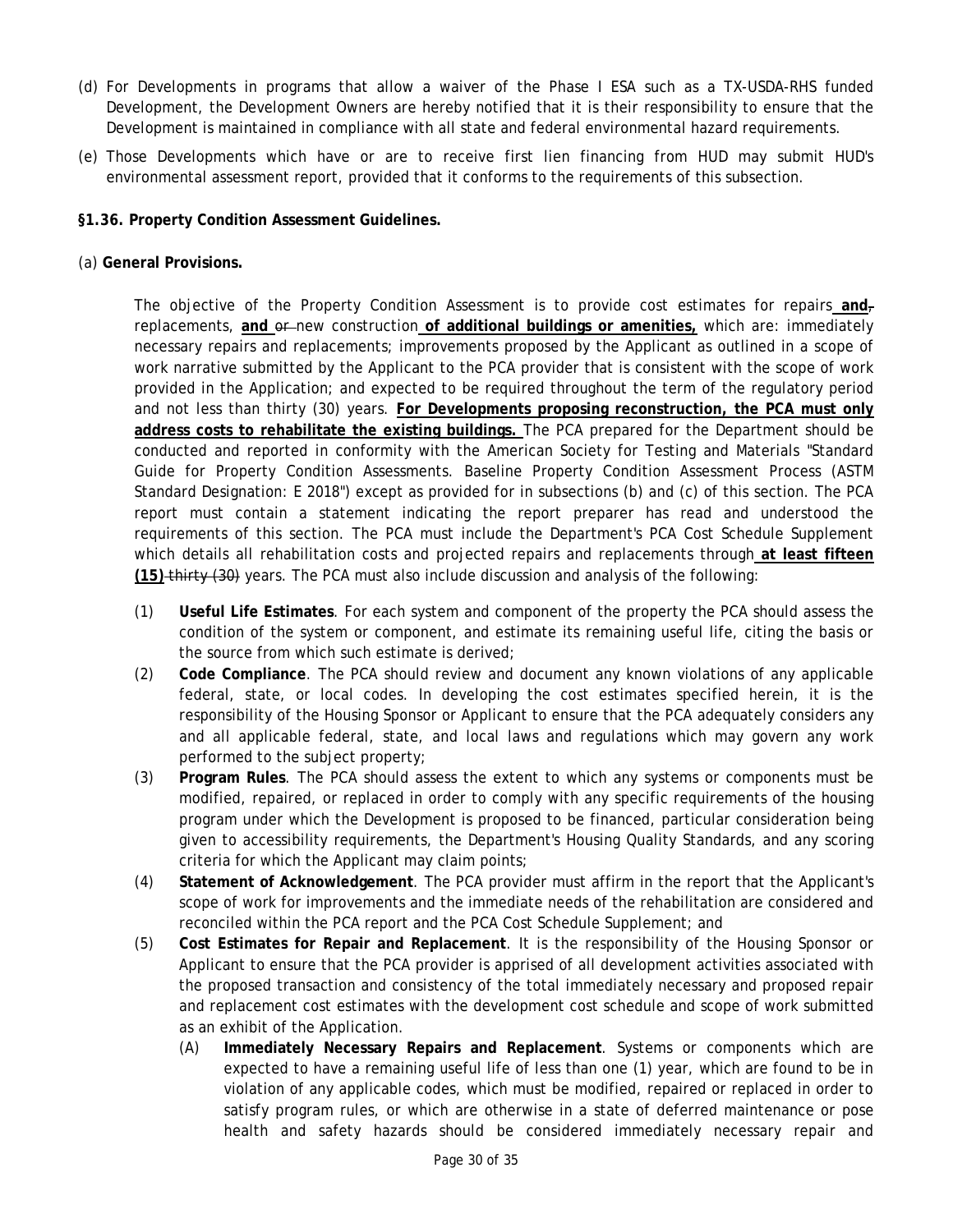(d) For Developments in programs that allow a waiver of the Phase I ESA such as a TX-USDA-RHS funded Development, the Development Owners are hereby notified that it is their responsibility to ensure that the Development is maintained in compliance with all state and federal environmental hazard requirements.

(e) Those Developments which have or are to receive first lien financing from HUD may submit HUD's environmental assessment report, provided that it conforms to the requirements of this subsection.

**§1.36. Property Condition Assessment Guidelines.**

(a) **General Provisions.**

The objective of the Property Condition Assessment is to provide cost estimates for repairs **and**~~,~~ replacements, **and** ~~or~~ new construction **of additional buildings or amenities,** which are: immediately necessary repairs and replacements; improvements proposed by the Applicant as outlined in a scope of work narrative submitted by the Applicant to the PCA provider that is consistent with the scope of work provided in the Application; and expected to be required throughout the term of the regulatory period and not less than thirty (30) years. **For Developments proposing reconstruction, the PCA must only address costs to rehabilitate the existing buildings.** The PCA prepared for the Department should be conducted and reported in conformity with the American Society for Testing and Materials "Standard Guide for Property Condition Assessments. Baseline Property Condition Assessment Process (ASTM Standard Designation: E 2018") except as provided for in subsections (b) and (c) of this section. The PCA report must contain a statement indicating the report preparer has read and understood the requirements of this section. The PCA must include the Department's PCA Cost Schedule Supplement which details all rehabilitation costs and projected repairs and replacements through **at least fifteen (15)** ~~thirty (30)~~ years. The PCA must also include discussion and analysis of the following:

(1) **Useful Life Estimates**. For each system and component of the property the PCA should assess the condition of the system or component, and estimate its remaining useful life, citing the basis or the source from which such estimate is derived;

(2) **Code Compliance**. The PCA should review and document any known violations of any applicable federal, state, or local codes. In developing the cost estimates specified herein, it is the responsibility of the Housing Sponsor or Applicant to ensure that the PCA adequately considers any and all applicable federal, state, and local laws and regulations which may govern any work performed to the subject property;

(3) **Program Rules**. The PCA should assess the extent to which any systems or components must be modified, repaired, or replaced in order to comply with any specific requirements of the housing program under which the Development is proposed to be financed, particular consideration being given to accessibility requirements, the Department's Housing Quality Standards, and any scoring criteria for which the Applicant may claim points;

(4) **Statement of Acknowledgement**. The PCA provider must affirm in the report that the Applicant's scope of work for improvements and the immediate needs of the rehabilitation are considered and reconciled within the PCA report and the PCA Cost Schedule Supplement; and

(5) **Cost Estimates for Repair and Replacement**. It is the responsibility of the Housing Sponsor or Applicant to ensure that the PCA provider is apprised of all development activities associated with the proposed transaction and consistency of the total immediately necessary and proposed repair and replacement cost estimates with the development cost schedule and scope of work submitted as an exhibit of the Application.

(A) **Immediately Necessary Repairs and Replacement**. Systems or components which are expected to have a remaining useful life of less than one (1) year, which are found to be in violation of any applicable codes, which must be modified, repaired or replaced in order to satisfy program rules, or which are otherwise in a state of deferred maintenance or pose health and safety hazards should be considered immediately necessary repair and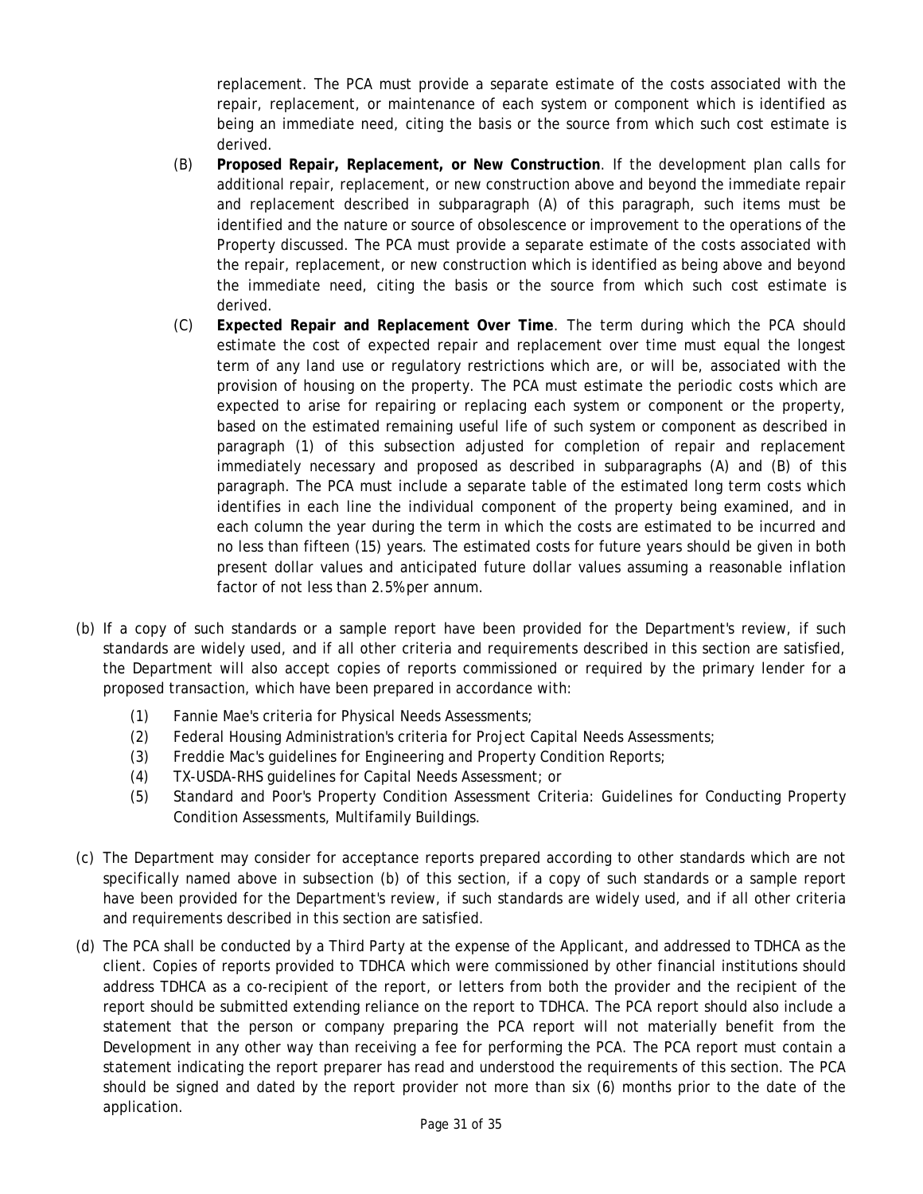replacement. The PCA must provide a separate estimate of the costs associated with the repair, replacement, or maintenance of each system or component which is identified as being an immediate need, citing the basis or the source from which such cost estimate is derived.

(B) **Proposed Repair, Replacement, or New Construction**. If the development plan calls for additional repair, replacement, or new construction above and beyond the immediate repair and replacement described in subparagraph (A) of this paragraph, such items must be identified and the nature or source of obsolescence or improvement to the operations of the Property discussed. The PCA must provide a separate estimate of the costs associated with the repair, replacement, or new construction which is identified as being above and beyond the immediate need, citing the basis or the source from which such cost estimate is derived.

(C) **Expected Repair and Replacement Over Time**. The term during which the PCA should estimate the cost of expected repair and replacement over time must equal the longest term of any land use or regulatory restrictions which are, or will be, associated with the provision of housing on the property. The PCA must estimate the periodic costs which are expected to arise for repairing or replacing each system or component or the property, based on the estimated remaining useful life of such system or component as described in paragraph (1) of this subsection adjusted for completion of repair and replacement immediately necessary and proposed as described in subparagraphs (A) and (B) of this paragraph. The PCA must include a separate table of the estimated long term costs which identifies in each line the individual component of the property being examined, and in each column the year during the term in which the costs are estimated to be incurred and no less than fifteen (15) years. The estimated costs for future years should be given in both present dollar values and anticipated future dollar values assuming a reasonable inflation factor of not less than 2.5% per annum.

(b) If a copy of such standards or a sample report have been provided for the Department's review, if such standards are widely used, and if all other criteria and requirements described in this section are satisfied, the Department will also accept copies of reports commissioned or required by the primary lender for a proposed transaction, which have been prepared in accordance with:

(1) Fannie Mae's criteria for Physical Needs Assessments;
(2) Federal Housing Administration's criteria for Project Capital Needs Assessments;
(3) Freddie Mac's guidelines for Engineering and Property Condition Reports;
(4) TX-USDA-RHS guidelines for Capital Needs Assessment; or
(5) Standard and Poor's Property Condition Assessment Criteria: Guidelines for Conducting Property Condition Assessments, Multifamily Buildings.

(c) The Department may consider for acceptance reports prepared according to other standards which are not specifically named above in subsection (b) of this section, if a copy of such standards or a sample report have been provided for the Department's review, if such standards are widely used, and if all other criteria and requirements described in this section are satisfied.

(d) The PCA shall be conducted by a Third Party at the expense of the Applicant, and addressed to TDHCA as the client. Copies of reports provided to TDHCA which were commissioned by other financial institutions should address TDHCA as a co-recipient of the report, or letters from both the provider and the recipient of the report should be submitted extending reliance on the report to TDHCA. The PCA report should also include a statement that the person or company preparing the PCA report will not materially benefit from the Development in any other way than receiving a fee for performing the PCA. The PCA report must contain a statement indicating the report preparer has read and understood the requirements of this section. The PCA should be signed and dated by the report provider not more than six (6) months prior to the date of the application.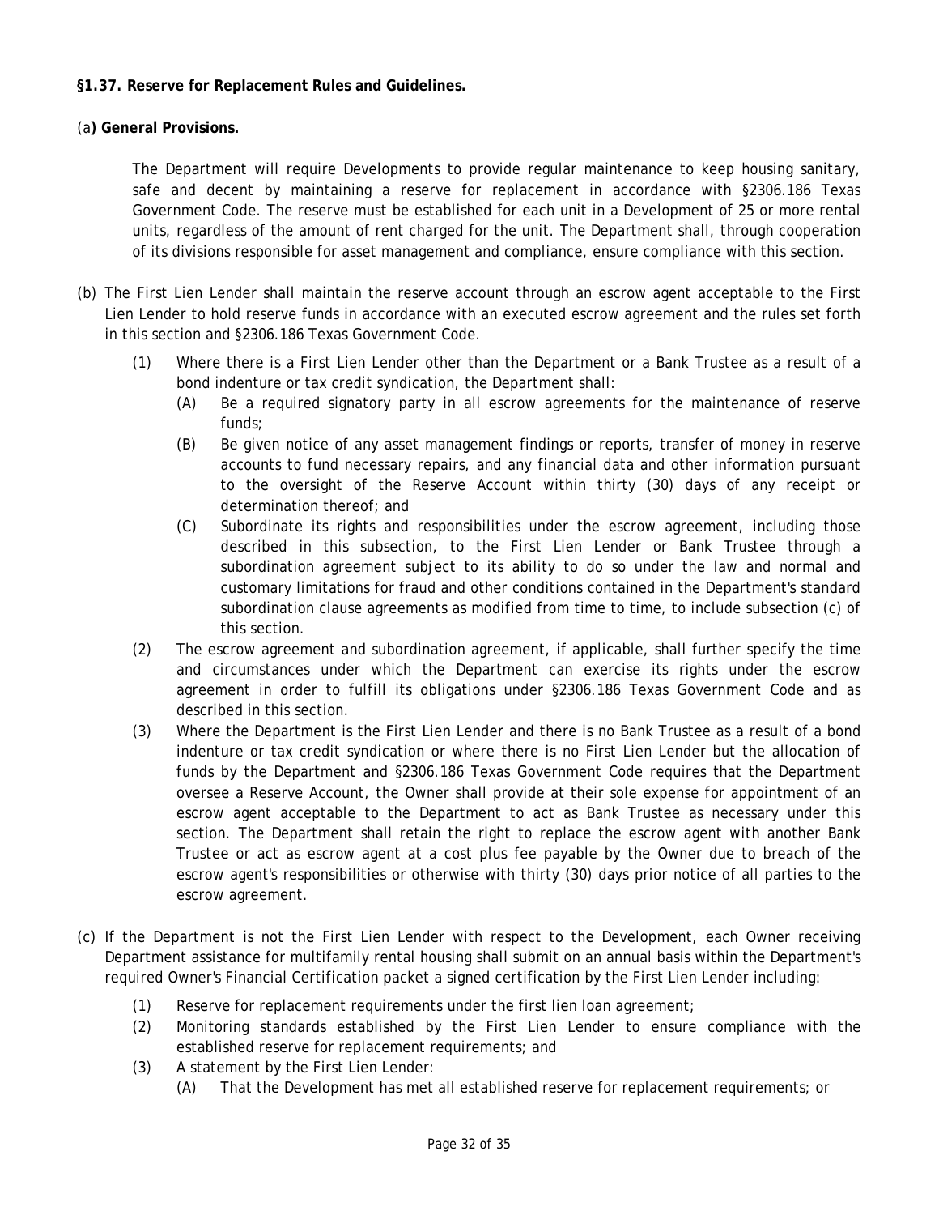**§1.37. Reserve for Replacement Rules and Guidelines.**

(a**) General Provisions.**

The Department will require Developments to provide regular maintenance to keep housing sanitary, safe and decent by maintaining a reserve for replacement in accordance with §2306.186 Texas Government Code. The reserve must be established for each unit in a Development of 25 or more rental units, regardless of the amount of rent charged for the unit. The Department shall, through cooperation of its divisions responsible for asset management and compliance, ensure compliance with this section.

(b) The First Lien Lender shall maintain the reserve account through an escrow agent acceptable to the First Lien Lender to hold reserve funds in accordance with an executed escrow agreement and the rules set forth in this section and §2306.186 Texas Government Code.

- (1) Where there is a First Lien Lender other than the Department or a Bank Trustee as a result of a bond indenture or tax credit syndication, the Department shall:
  - (A) Be a required signatory party in all escrow agreements for the maintenance of reserve funds;
  - (B) Be given notice of any asset management findings or reports, transfer of money in reserve accounts to fund necessary repairs, and any financial data and other information pursuant to the oversight of the Reserve Account within thirty (30) days of any receipt or determination thereof; and
  - (C) Subordinate its rights and responsibilities under the escrow agreement, including those described in this subsection, to the First Lien Lender or Bank Trustee through a subordination agreement subject to its ability to do so under the law and normal and customary limitations for fraud and other conditions contained in the Department's standard subordination clause agreements as modified from time to time, to include subsection (c) of this section.
- (2) The escrow agreement and subordination agreement, if applicable, shall further specify the time and circumstances under which the Department can exercise its rights under the escrow agreement in order to fulfill its obligations under §2306.186 Texas Government Code and as described in this section.
- (3) Where the Department is the First Lien Lender and there is no Bank Trustee as a result of a bond indenture or tax credit syndication or where there is no First Lien Lender but the allocation of funds by the Department and §2306.186 Texas Government Code requires that the Department oversee a Reserve Account, the Owner shall provide at their sole expense for appointment of an escrow agent acceptable to the Department to act as Bank Trustee as necessary under this section. The Department shall retain the right to replace the escrow agent with another Bank Trustee or act as escrow agent at a cost plus fee payable by the Owner due to breach of the escrow agent's responsibilities or otherwise with thirty (30) days prior notice of all parties to the escrow agreement.

(c) If the Department is not the First Lien Lender with respect to the Development, each Owner receiving Department assistance for multifamily rental housing shall submit on an annual basis within the Department's required Owner's Financial Certification packet a signed certification by the First Lien Lender including:

- (1) Reserve for replacement requirements under the first lien loan agreement;
- (2) Monitoring standards established by the First Lien Lender to ensure compliance with the established reserve for replacement requirements; and
- (3) A statement by the First Lien Lender:
  - (A) That the Development has met all established reserve for replacement requirements; or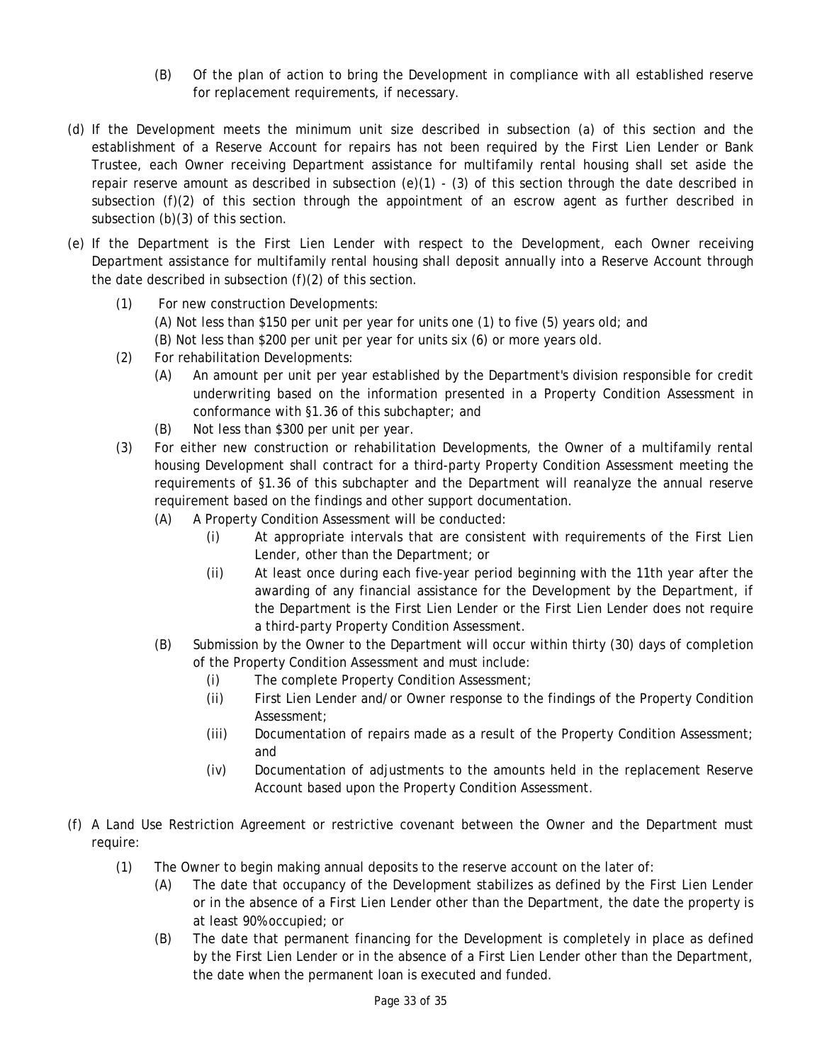(B) Of the plan of action to bring the Development in compliance with all established reserve for replacement requirements, if necessary.

(d) If the Development meets the minimum unit size described in subsection (a) of this section and the establishment of a Reserve Account for repairs has not been required by the First Lien Lender or Bank Trustee, each Owner receiving Department assistance for multifamily rental housing shall set aside the repair reserve amount as described in subsection (e)(1) - (3) of this section through the date described in subsection (f)(2) of this section through the appointment of an escrow agent as further described in subsection (b)(3) of this section.

(e) If the Department is the First Lien Lender with respect to the Development, each Owner receiving Department assistance for multifamily rental housing shall deposit annually into a Reserve Account through the date described in subsection (f)(2) of this section.

- (1) For new construction Developments:
  - (A) Not less than $150 per unit per year for units one (1) to five (5) years old; and
  - (B) Not less than $200 per unit per year for units six (6) or more years old.
- (2) For rehabilitation Developments:
  - (A) An amount per unit per year established by the Department's division responsible for credit underwriting based on the information presented in a Property Condition Assessment in conformance with §1.36 of this subchapter; and
  - (B) Not less than $300 per unit per year.
- (3) For either new construction or rehabilitation Developments, the Owner of a multifamily rental housing Development shall contract for a third-party Property Condition Assessment meeting the requirements of §1.36 of this subchapter and the Department will reanalyze the annual reserve requirement based on the findings and other support documentation.
  - (A) A Property Condition Assessment will be conducted:
    - (i) At appropriate intervals that are consistent with requirements of the First Lien Lender, other than the Department; or
    - (ii) At least once during each five-year period beginning with the 11th year after the awarding of any financial assistance for the Development by the Department, if the Department is the First Lien Lender or the First Lien Lender does not require a third-party Property Condition Assessment.
  - (B) Submission by the Owner to the Department will occur within thirty (30) days of completion of the Property Condition Assessment and must include:
    - (i) The complete Property Condition Assessment;
    - (ii) First Lien Lender and/or Owner response to the findings of the Property Condition Assessment;
    - (iii) Documentation of repairs made as a result of the Property Condition Assessment; and
    - (iv) Documentation of adjustments to the amounts held in the replacement Reserve Account based upon the Property Condition Assessment.

(f) A Land Use Restriction Agreement or restrictive covenant between the Owner and the Department must require:

- (1) The Owner to begin making annual deposits to the reserve account on the later of:
  - (A) The date that occupancy of the Development stabilizes as defined by the First Lien Lender or in the absence of a First Lien Lender other than the Department, the date the property is at least 90% occupied; or
  - (B) The date that permanent financing for the Development is completely in place as defined by the First Lien Lender or in the absence of a First Lien Lender other than the Department, the date when the permanent loan is executed and funded.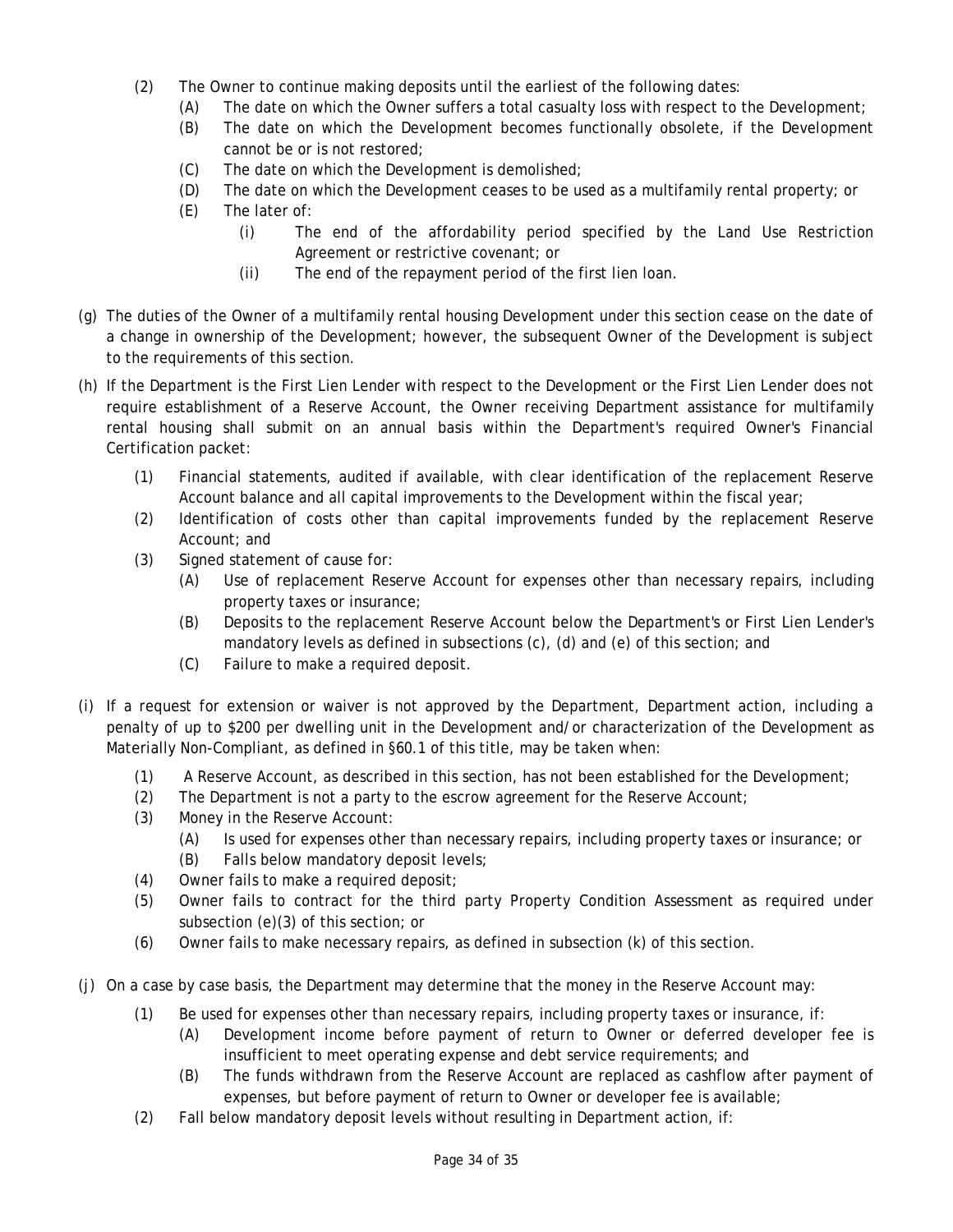(2) The Owner to continue making deposits until the earliest of the following dates:
   (A) The date on which the Owner suffers a total casualty loss with respect to the Development;
   (B) The date on which the Development becomes functionally obsolete, if the Development cannot be or is not restored;
   (C) The date on which the Development is demolished;
   (D) The date on which the Development ceases to be used as a multifamily rental property; or
   (E) The later of:
      (i) The end of the affordability period specified by the Land Use Restriction Agreement or restrictive covenant; or
      (ii) The end of the repayment period of the first lien loan.

(g) The duties of the Owner of a multifamily rental housing Development under this section cease on the date of a change in ownership of the Development; however, the subsequent Owner of the Development is subject to the requirements of this section.

(h) If the Department is the First Lien Lender with respect to the Development or the First Lien Lender does not require establishment of a Reserve Account, the Owner receiving Department assistance for multifamily rental housing shall submit on an annual basis within the Department's required Owner's Financial Certification packet:
   (1) Financial statements, audited if available, with clear identification of the replacement Reserve Account balance and all capital improvements to the Development within the fiscal year;
   (2) Identification of costs other than capital improvements funded by the replacement Reserve Account; and
   (3) Signed statement of cause for:
      (A) Use of replacement Reserve Account for expenses other than necessary repairs, including property taxes or insurance;
      (B) Deposits to the replacement Reserve Account below the Department's or First Lien Lender's mandatory levels as defined in subsections (c), (d) and (e) of this section; and
      (C) Failure to make a required deposit.

(i) If a request for extension or waiver is not approved by the Department, Department action, including a penalty of up to $200 per dwelling unit in the Development and/or characterization of the Development as Materially Non-Compliant, as defined in §60.1 of this title, may be taken when:
   (1) A Reserve Account, as described in this section, has not been established for the Development;
   (2) The Department is not a party to the escrow agreement for the Reserve Account;
   (3) Money in the Reserve Account:
      (A) Is used for expenses other than necessary repairs, including property taxes or insurance; or
      (B) Falls below mandatory deposit levels;
   (4) Owner fails to make a required deposit;
   (5) Owner fails to contract for the third party Property Condition Assessment as required under subsection (e)(3) of this section; or
   (6) Owner fails to make necessary repairs, as defined in subsection (k) of this section.

(j) On a case by case basis, the Department may determine that the money in the Reserve Account may:
   (1) Be used for expenses other than necessary repairs, including property taxes or insurance, if:
      (A) Development income before payment of return to Owner or deferred developer fee is insufficient to meet operating expense and debt service requirements; and
      (B) The funds withdrawn from the Reserve Account are replaced as cashflow after payment of expenses, but before payment of return to Owner or developer fee is available;
   (2) Fall below mandatory deposit levels without resulting in Department action, if: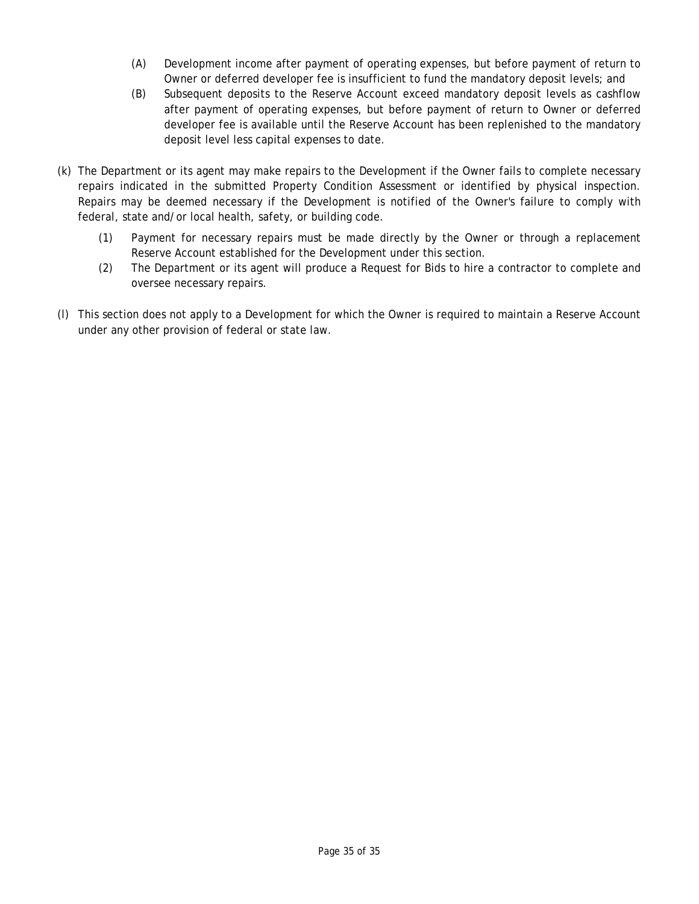(A) Development income after payment of operating expenses, but before payment of return to Owner or deferred developer fee is insufficient to fund the mandatory deposit levels; and

(B) Subsequent deposits to the Reserve Account exceed mandatory deposit levels as cashflow after payment of operating expenses, but before payment of return to Owner or deferred developer fee is available until the Reserve Account has been replenished to the mandatory deposit level less capital expenses to date.

(k) The Department or its agent may make repairs to the Development if the Owner fails to complete necessary repairs indicated in the submitted Property Condition Assessment or identified by physical inspection. Repairs may be deemed necessary if the Development is notified of the Owner's failure to comply with federal, state and/or local health, safety, or building code.

(1) Payment for necessary repairs must be made directly by the Owner or through a replacement Reserve Account established for the Development under this section.

(2) The Department or its agent will produce a Request for Bids to hire a contractor to complete and oversee necessary repairs.

(l) This section does not apply to a Development for which the Owner is required to maintain a Reserve Account under any other provision of federal or state law.